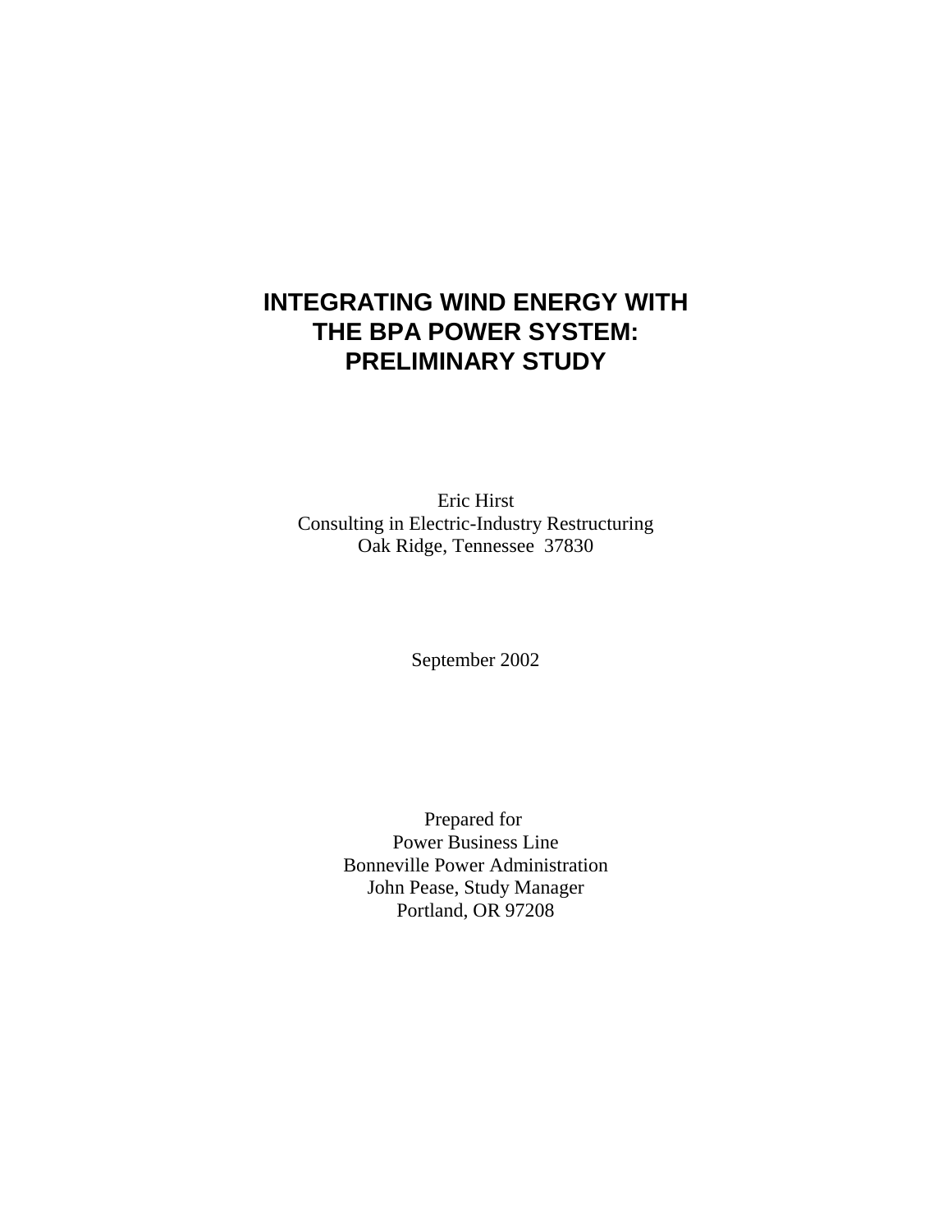# INTEGRATING WIND ENERGY WITH THE BPA POWER SYSTEM: PRELIMINARY STUDY

Eric Hirst
Consulting in Electric-Industry Restructuring
Oak Ridge, Tennessee 37830

September 2002

Prepared for
Power Business Line
Bonneville Power Administration
John Pease, Study Manager
Portland, OR 97208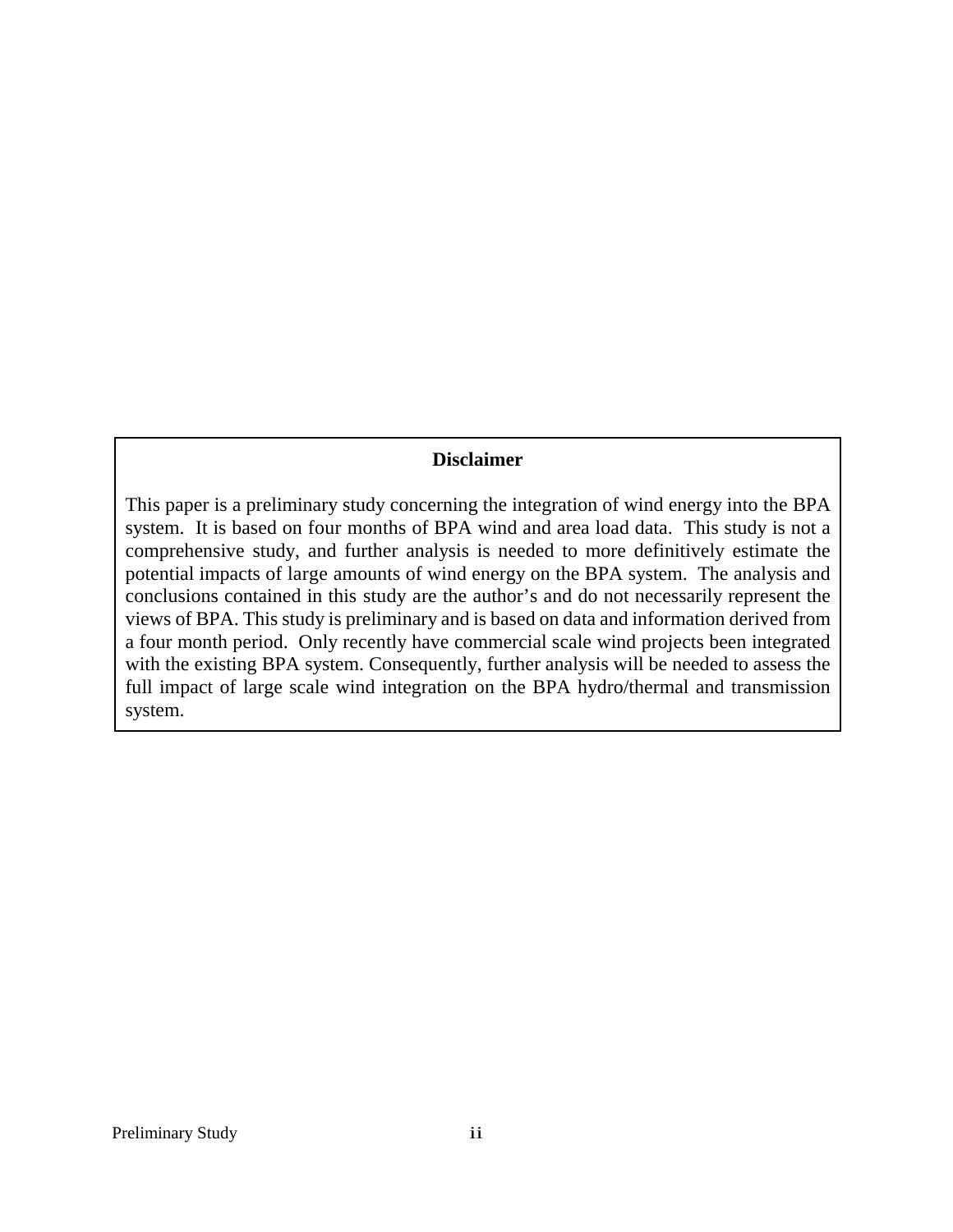**Disclaimer**

This paper is a preliminary study concerning the integration of wind energy into the BPA system. It is based on four months of BPA wind and area load data. This study is not a comprehensive study, and further analysis is needed to more definitively estimate the potential impacts of large amounts of wind energy on the BPA system. The analysis and conclusions contained in this study are the author's and do not necessarily represent the views of BPA. This study is preliminary and is based on data and information derived from a four month period. Only recently have commercial scale wind projects been integrated with the existing BPA system. Consequently, further analysis will be needed to assess the full impact of large scale wind integration on the BPA hydro/thermal and transmission system.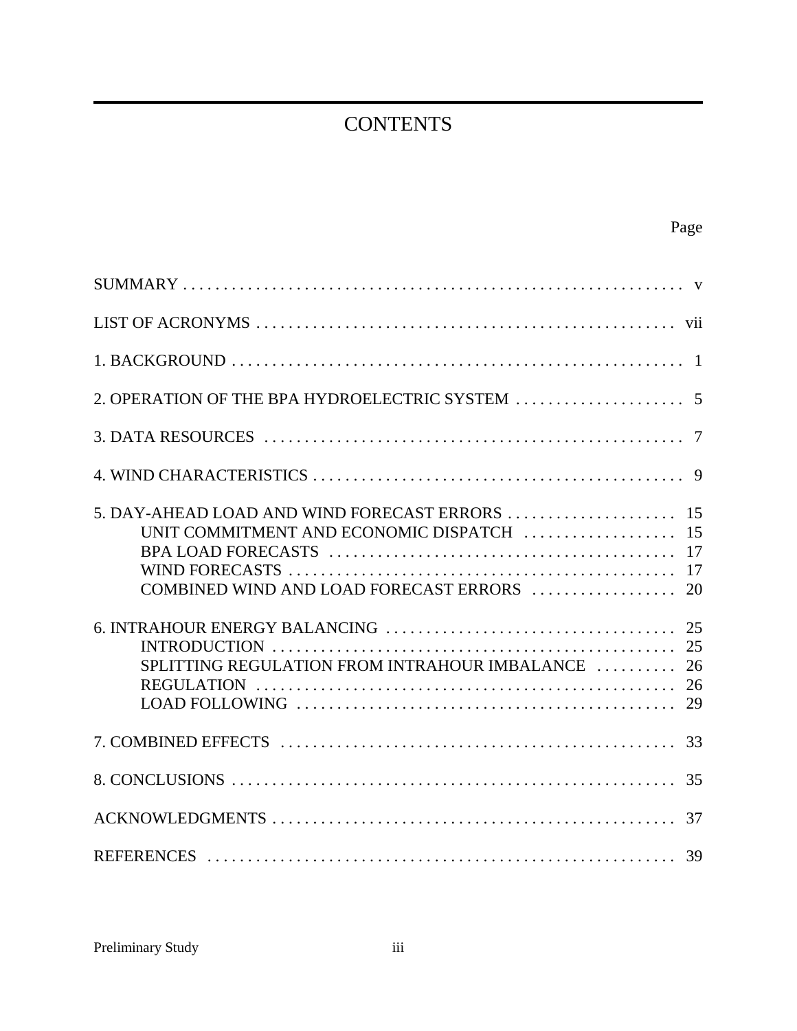# CONTENTS

| | Page |
|---|---|
| SUMMARY | v |
| LIST OF ACRONYMS | vii |
| 1. BACKGROUND | 1 |
| 2. OPERATION OF THE BPA HYDROELECTRIC SYSTEM | 5 |
| 3. DATA RESOURCES | 7 |
| 4. WIND CHARACTERISTICS | 9 |
| 5. DAY-AHEAD LOAD AND WIND FORECAST ERRORS | 15 |
| UNIT COMMITMENT AND ECONOMIC DISPATCH | 15 |
| BPA LOAD FORECASTS | 17 |
| WIND FORECASTS | 17 |
| COMBINED WIND AND LOAD FORECAST ERRORS | 20 |
| 6. INTRAHOUR ENERGY BALANCING | 25 |
| INTRODUCTION | 25 |
| SPLITTING REGULATION FROM INTRAHOUR IMBALANCE | 26 |
| REGULATION | 26 |
| LOAD FOLLOWING | 29 |
| 7. COMBINED EFFECTS | 33 |
| 8. CONCLUSIONS | 35 |
| ACKNOWLEDGMENTS | 37 |
| REFERENCES | 39 |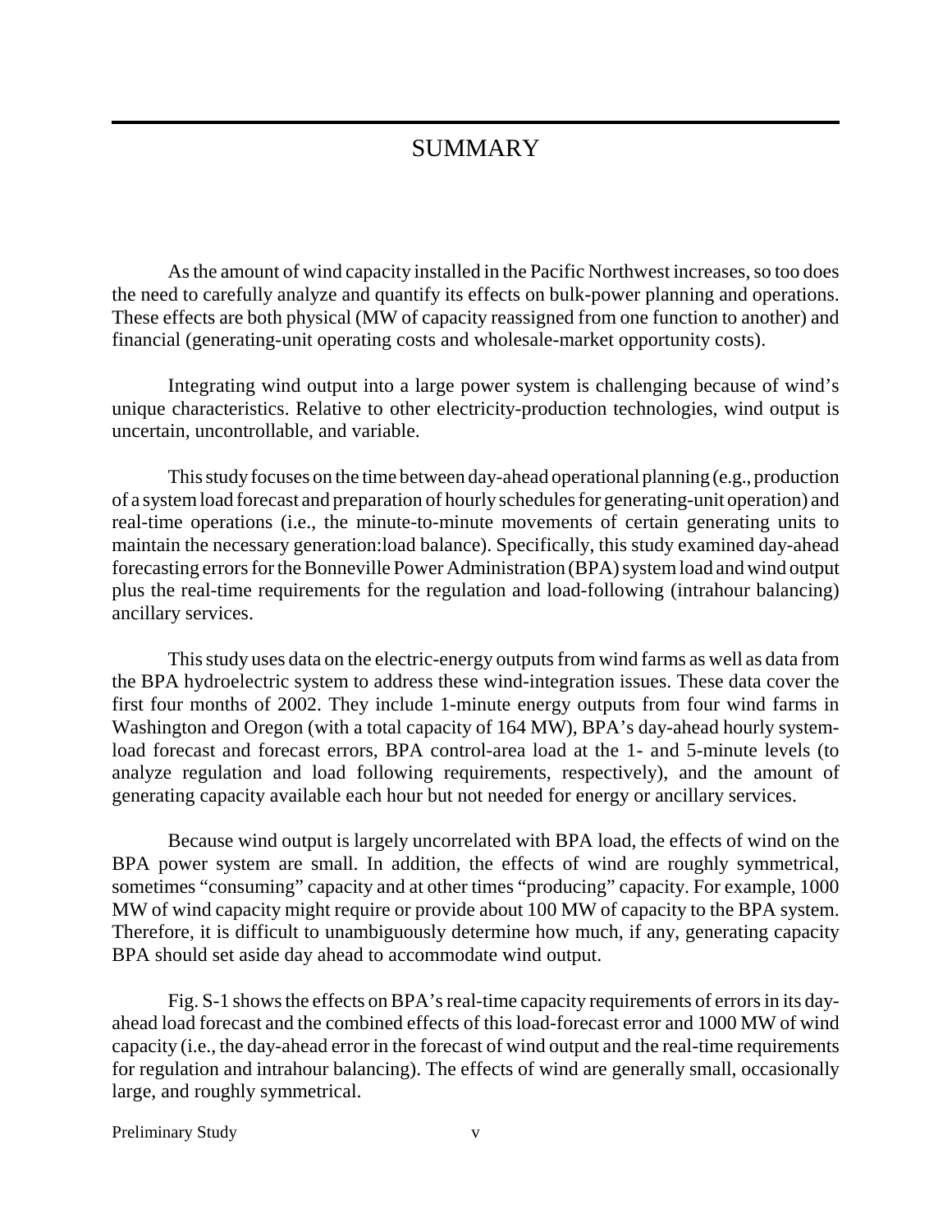# SUMMARY

As the amount of wind capacity installed in the Pacific Northwest increases, so too does the need to carefully analyze and quantify its effects on bulk-power planning and operations. These effects are both physical (MW of capacity reassigned from one function to another) and financial (generating-unit operating costs and wholesale-market opportunity costs).

Integrating wind output into a large power system is challenging because of wind's unique characteristics. Relative to other electricity-production technologies, wind output is uncertain, uncontrollable, and variable.

This study focuses on the time between day-ahead operational planning (e.g., production of a system load forecast and preparation of hourly schedules for generating-unit operation) and real-time operations (i.e., the minute-to-minute movements of certain generating units to maintain the necessary generation:load balance). Specifically, this study examined day-ahead forecasting errors for the Bonneville Power Administration (BPA) system load and wind output plus the real-time requirements for the regulation and load-following (intrahour balancing) ancillary services.

This study uses data on the electric-energy outputs from wind farms as well as data from the BPA hydroelectric system to address these wind-integration issues. These data cover the first four months of 2002. They include 1-minute energy outputs from four wind farms in Washington and Oregon (with a total capacity of 164 MW), BPA's day-ahead hourly system-load forecast and forecast errors, BPA control-area load at the 1- and 5-minute levels (to analyze regulation and load following requirements, respectively), and the amount of generating capacity available each hour but not needed for energy or ancillary services.

Because wind output is largely uncorrelated with BPA load, the effects of wind on the BPA power system are small. In addition, the effects of wind are roughly symmetrical, sometimes "consuming" capacity and at other times "producing" capacity. For example, 1000 MW of wind capacity might require or provide about 100 MW of capacity to the BPA system. Therefore, it is difficult to unambiguously determine how much, if any, generating capacity BPA should set aside day ahead to accommodate wind output.

Fig. S-1 shows the effects on BPA's real-time capacity requirements of errors in its day-ahead load forecast and the combined effects of this load-forecast error and 1000 MW of wind capacity (i.e., the day-ahead error in the forecast of wind output and the real-time requirements for regulation and intrahour balancing). The effects of wind are generally small, occasionally large, and roughly symmetrical.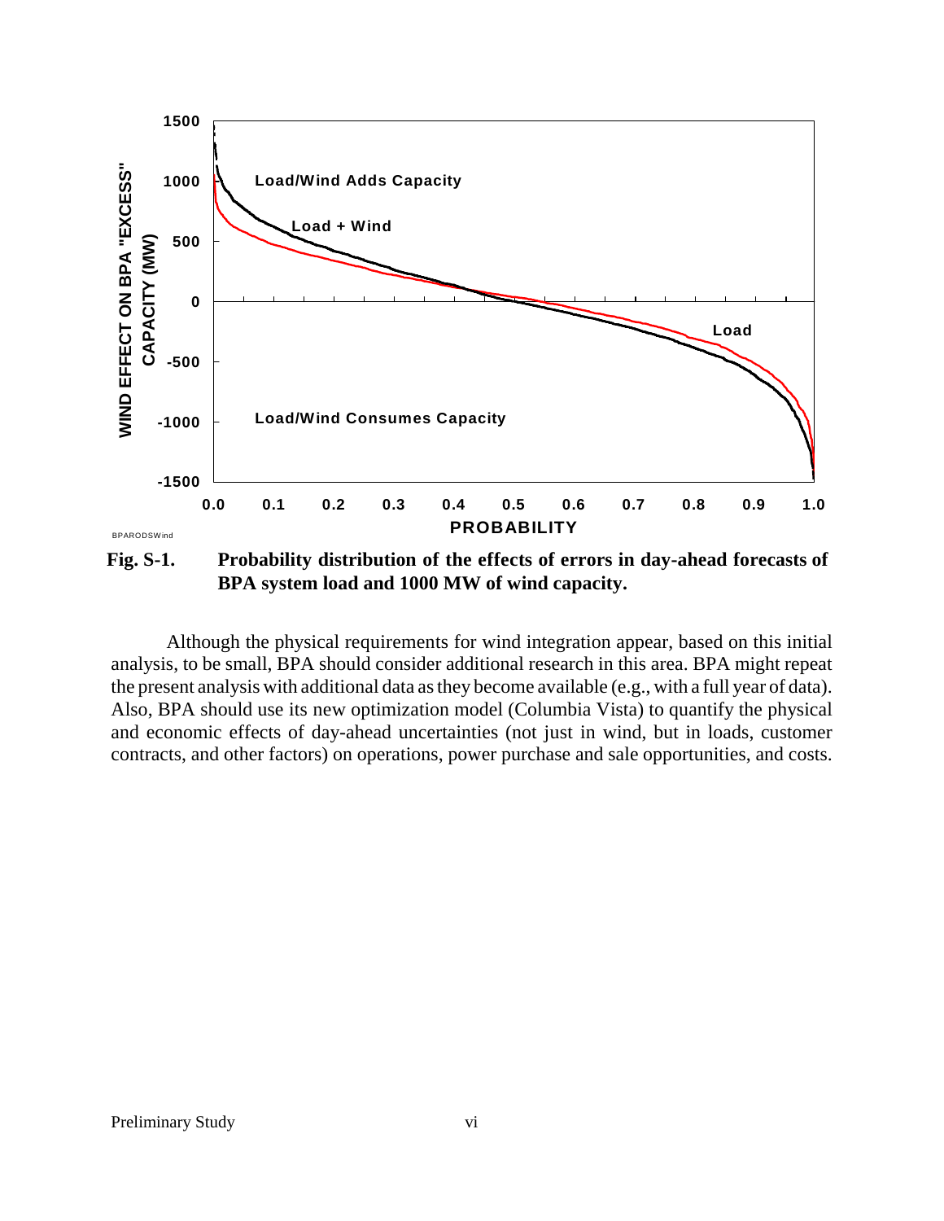**Fig. S-1. Probability distribution of the effects of errors in day-ahead forecasts of BPA system load and 1000 MW of wind capacity.**

Although the physical requirements for wind integration appear, based on this initial analysis, to be small, BPA should consider additional research in this area. BPA might repeat the present analysis with additional data as they become available (e.g., with a full year of data). Also, BPA should use its new optimization model (Columbia Vista) to quantify the physical and economic effects of day-ahead uncertainties (not just in wind, but in loads, customer contracts, and other factors) on operations, power purchase and sale opportunities, and costs.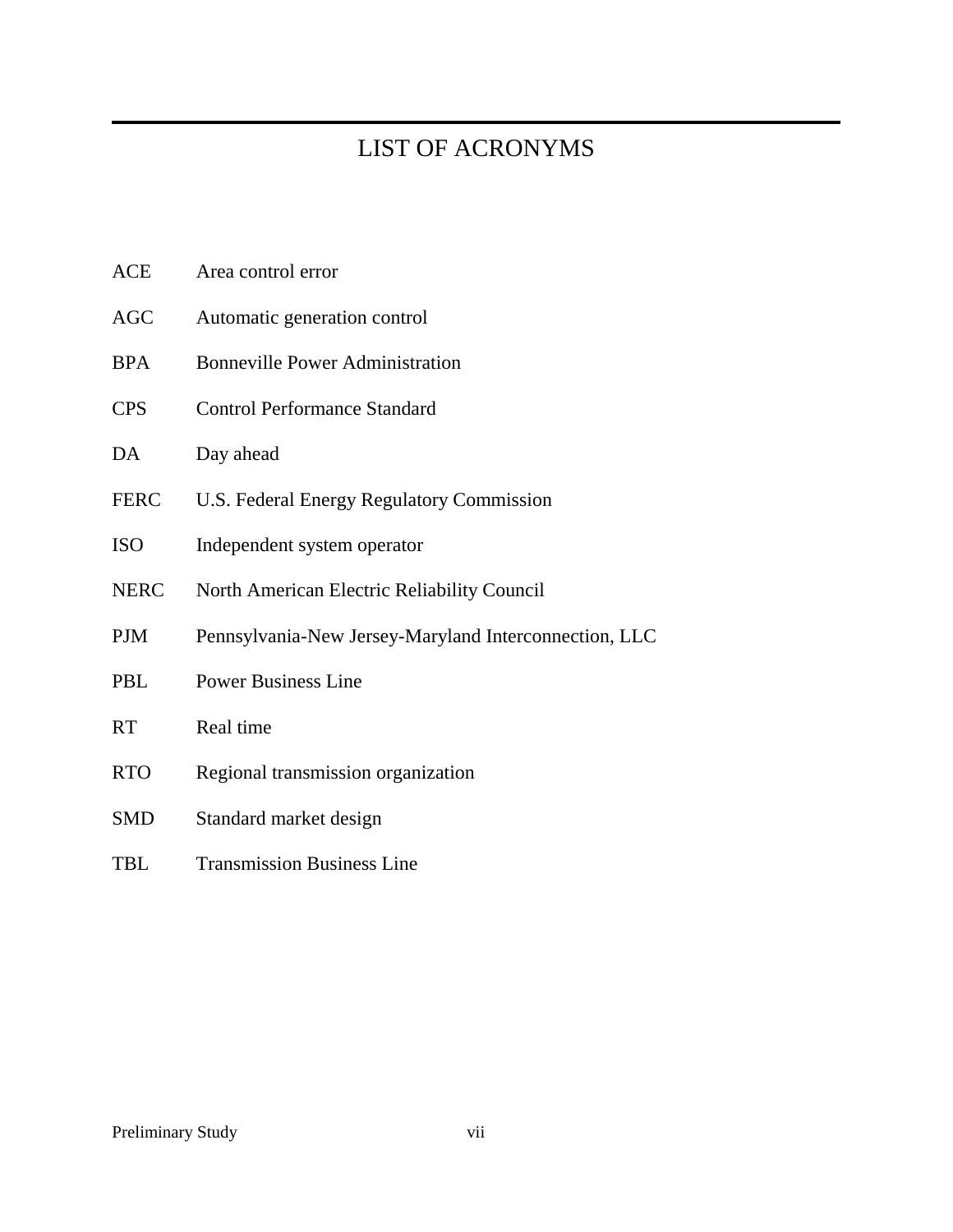# LIST OF ACRONYMS

| | |
|---|---|
| ACE | Area control error |
| AGC | Automatic generation control |
| BPA | Bonneville Power Administration |
| CPS | Control Performance Standard |
| DA | Day ahead |
| FERC | U.S. Federal Energy Regulatory Commission |
| ISO | Independent system operator |
| NERC | North American Electric Reliability Council |
| PJM | Pennsylvania-New Jersey-Maryland Interconnection, LLC |
| PBL | Power Business Line |
| RT | Real time |
| RTO | Regional transmission organization |
| SMD | Standard market design |
| TBL | Transmission Business Line |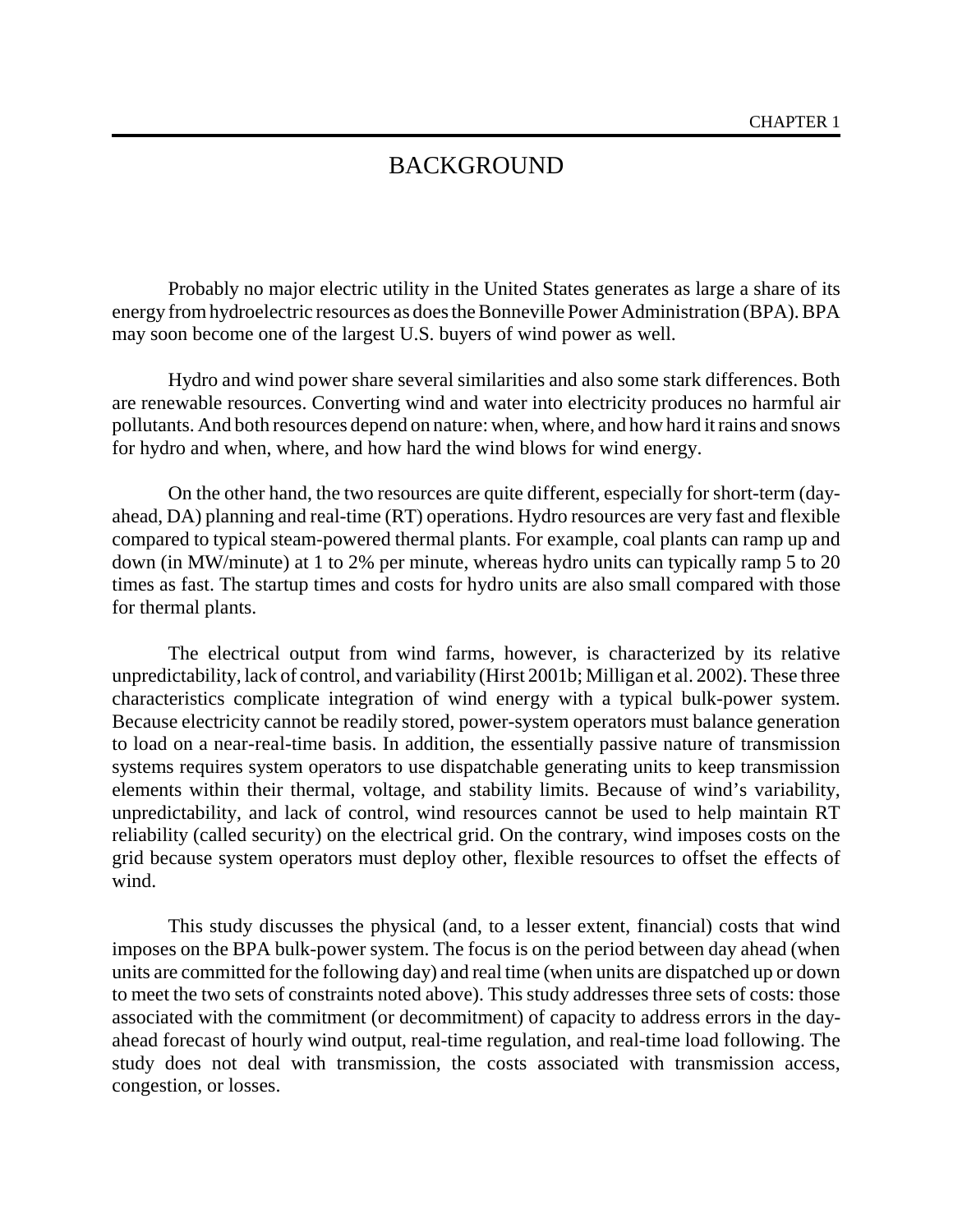# CHAPTER 1

# BACKGROUND

Probably no major electric utility in the United States generates as large a share of its energy from hydroelectric resources as does the Bonneville Power Administration (BPA). BPA may soon become one of the largest U.S. buyers of wind power as well.

Hydro and wind power share several similarities and also some stark differences. Both are renewable resources. Converting wind and water into electricity produces no harmful air pollutants. And both resources depend on nature: when, where, and how hard it rains and snows for hydro and when, where, and how hard the wind blows for wind energy.

On the other hand, the two resources are quite different, especially for short-term (day-ahead, DA) planning and real-time (RT) operations. Hydro resources are very fast and flexible compared to typical steam-powered thermal plants. For example, coal plants can ramp up and down (in MW/minute) at 1 to 2% per minute, whereas hydro units can typically ramp 5 to 20 times as fast. The startup times and costs for hydro units are also small compared with those for thermal plants.

The electrical output from wind farms, however, is characterized by its relative unpredictability, lack of control, and variability (Hirst 2001b; Milligan et al. 2002). These three characteristics complicate integration of wind energy with a typical bulk-power system. Because electricity cannot be readily stored, power-system operators must balance generation to load on a near-real-time basis. In addition, the essentially passive nature of transmission systems requires system operators to use dispatchable generating units to keep transmission elements within their thermal, voltage, and stability limits. Because of wind's variability, unpredictability, and lack of control, wind resources cannot be used to help maintain RT reliability (called security) on the electrical grid. On the contrary, wind imposes costs on the grid because system operators must deploy other, flexible resources to offset the effects of wind.

This study discusses the physical (and, to a lesser extent, financial) costs that wind imposes on the BPA bulk-power system. The focus is on the period between day ahead (when units are committed for the following day) and real time (when units are dispatched up or down to meet the two sets of constraints noted above). This study addresses three sets of costs: those associated with the commitment (or decommitment) of capacity to address errors in the day-ahead forecast of hourly wind output, real-time regulation, and real-time load following. The study does not deal with transmission, the costs associated with transmission access, congestion, or losses.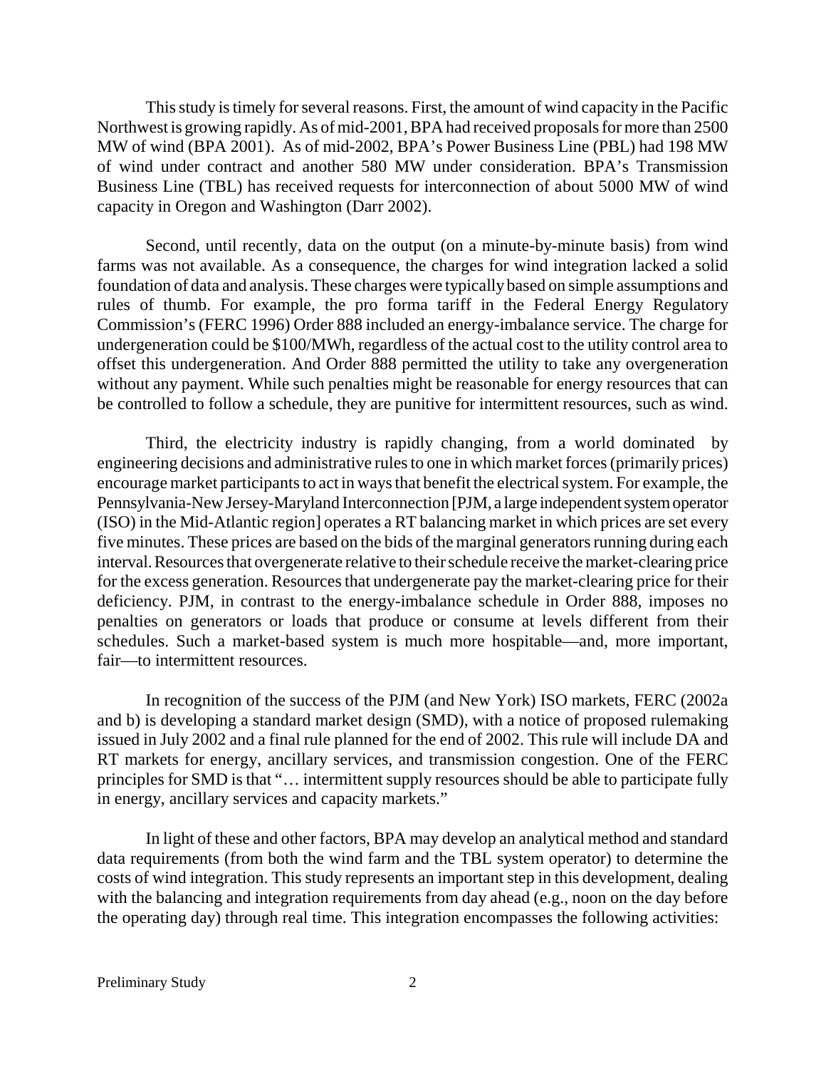This study is timely for several reasons. First, the amount of wind capacity in the Pacific Northwest is growing rapidly. As of mid-2001, BPA had received proposals for more than 2500 MW of wind (BPA 2001). As of mid-2002, BPA's Power Business Line (PBL) had 198 MW of wind under contract and another 580 MW under consideration. BPA's Transmission Business Line (TBL) has received requests for interconnection of about 5000 MW of wind capacity in Oregon and Washington (Darr 2002).

Second, until recently, data on the output (on a minute-by-minute basis) from wind farms was not available. As a consequence, the charges for wind integration lacked a solid foundation of data and analysis. These charges were typically based on simple assumptions and rules of thumb. For example, the pro forma tariff in the Federal Energy Regulatory Commission's (FERC 1996) Order 888 included an energy-imbalance service. The charge for undergeneration could be $100/MWh, regardless of the actual cost to the utility control area to offset this undergeneration. And Order 888 permitted the utility to take any overgeneration without any payment. While such penalties might be reasonable for energy resources that can be controlled to follow a schedule, they are punitive for intermittent resources, such as wind.

Third, the electricity industry is rapidly changing, from a world dominated by engineering decisions and administrative rules to one in which market forces (primarily prices) encourage market participants to act in ways that benefit the electrical system. For example, the Pennsylvania-New Jersey-Maryland Interconnection [PJM, a large independent system operator (ISO) in the Mid-Atlantic region] operates a RT balancing market in which prices are set every five minutes. These prices are based on the bids of the marginal generators running during each interval. Resources that overgenerate relative to their schedule receive the market-clearing price for the excess generation. Resources that undergenerate pay the market-clearing price for their deficiency. PJM, in contrast to the energy-imbalance schedule in Order 888, imposes no penalties on generators or loads that produce or consume at levels different from their schedules. Such a market-based system is much more hospitable—and, more important, fair—to intermittent resources.

In recognition of the success of the PJM (and New York) ISO markets, FERC (2002a and b) is developing a standard market design (SMD), with a notice of proposed rulemaking issued in July 2002 and a final rule planned for the end of 2002. This rule will include DA and RT markets for energy, ancillary services, and transmission congestion. One of the FERC principles for SMD is that "… intermittent supply resources should be able to participate fully in energy, ancillary services and capacity markets."

In light of these and other factors, BPA may develop an analytical method and standard data requirements (from both the wind farm and the TBL system operator) to determine the costs of wind integration. This study represents an important step in this development, dealing with the balancing and integration requirements from day ahead (e.g., noon on the day before the operating day) through real time. This integration encompasses the following activities: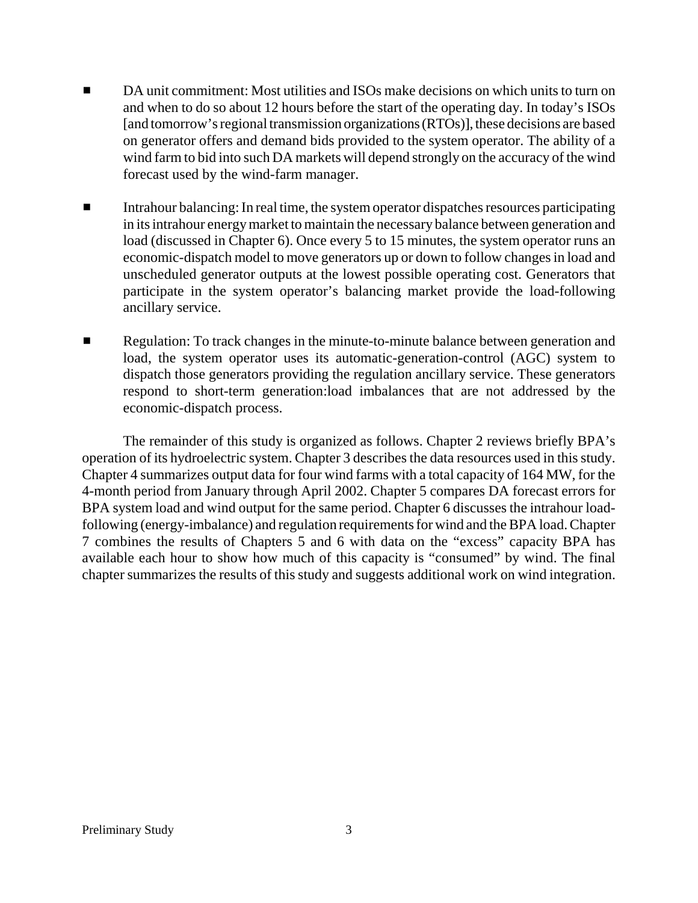- DA unit commitment: Most utilities and ISOs make decisions on which units to turn on and when to do so about 12 hours before the start of the operating day. In today's ISOs [and tomorrow's regional transmission organizations (RTOs)], these decisions are based on generator offers and demand bids provided to the system operator. The ability of a wind farm to bid into such DA markets will depend strongly on the accuracy of the wind forecast used by the wind-farm manager.

- Intrahour balancing: In real time, the system operator dispatches resources participating in its intrahour energy market to maintain the necessary balance between generation and load (discussed in Chapter 6). Once every 5 to 15 minutes, the system operator runs an economic-dispatch model to move generators up or down to follow changes in load and unscheduled generator outputs at the lowest possible operating cost. Generators that participate in the system operator's balancing market provide the load-following ancillary service.

- Regulation: To track changes in the minute-to-minute balance between generation and load, the system operator uses its automatic-generation-control (AGC) system to dispatch those generators providing the regulation ancillary service. These generators respond to short-term generation:load imbalances that are not addressed by the economic-dispatch process.

The remainder of this study is organized as follows. Chapter 2 reviews briefly BPA's operation of its hydroelectric system. Chapter 3 describes the data resources used in this study. Chapter 4 summarizes output data for four wind farms with a total capacity of 164 MW, for the 4-month period from January through April 2002. Chapter 5 compares DA forecast errors for BPA system load and wind output for the same period. Chapter 6 discusses the intrahour load-following (energy-imbalance) and regulation requirements for wind and the BPA load. Chapter 7 combines the results of Chapters 5 and 6 with data on the "excess" capacity BPA has available each hour to show how much of this capacity is "consumed" by wind. The final chapter summarizes the results of this study and suggests additional work on wind integration.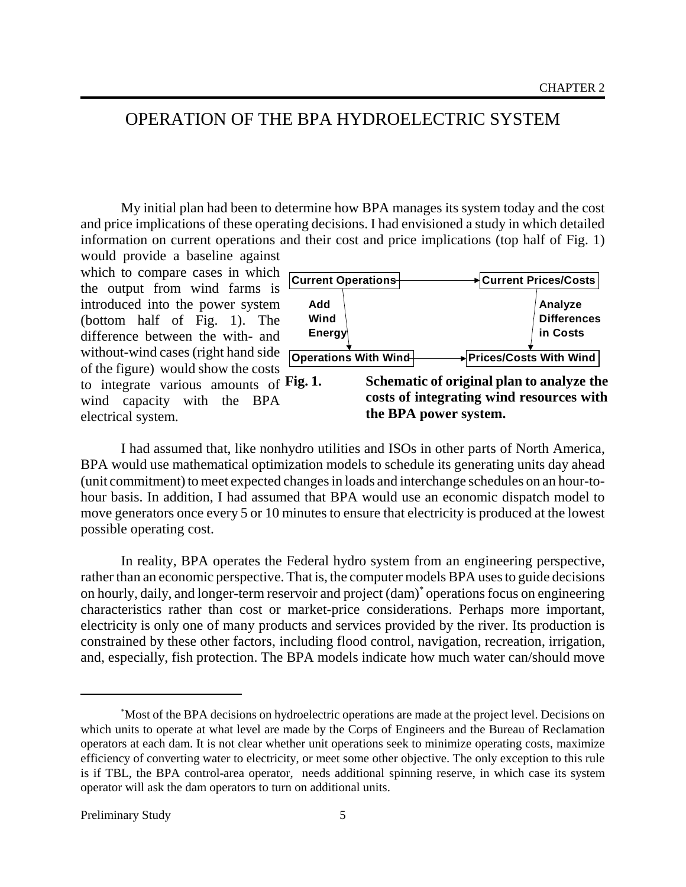# OPERATION OF THE BPA HYDROELECTRIC SYSTEM

My initial plan had been to determine how BPA manages its system today and the cost and price implications of these operating decisions. I had envisioned a study in which detailed information on current operations and their cost and price implications (top half of Fig. 1) would provide a baseline against which to compare cases in which the output from wind farms is introduced into the power system (bottom half of Fig. 1). The difference between the with- and without-wind cases (right hand side of the figure) would show the costs to integrate various amounts of wind capacity with the BPA electrical system.

Current Operations → Current Prices/Costs

Add Wind Energy ↓ | ↓ Analyze Differences in Costs

Operations With Wind → Prices/Costs With Wind

**Fig. 1. Schematic of original plan to analyze the costs of integrating wind resources with the BPA power system.**

I had assumed that, like nonhydro utilities and ISOs in other parts of North America, BPA would use mathematical optimization models to schedule its generating units day ahead (unit commitment) to meet expected changes in loads and interchange schedules on an hour-to-hour basis. In addition, I had assumed that BPA would use an economic dispatch model to move generators once every 5 or 10 minutes to ensure that electricity is produced at the lowest possible operating cost.

In reality, BPA operates the Federal hydro system from an engineering perspective, rather than an economic perspective. That is, the computer models BPA uses to guide decisions on hourly, daily, and longer-term reservoir and project (dam)* operations focus on engineering characteristics rather than cost or market-price considerations. Perhaps more important, electricity is only one of many products and services provided by the river. Its production is constrained by these other factors, including flood control, navigation, recreation, irrigation, and, especially, fish protection. The BPA models indicate how much water can/should move

---

*Most of the BPA decisions on hydroelectric operations are made at the project level. Decisions on which units to operate at what level are made by the Corps of Engineers and the Bureau of Reclamation operators at each dam. It is not clear whether unit operations seek to minimize operating costs, maximize efficiency of converting water to electricity, or meet some other objective. The only exception to this rule is if TBL, the BPA control-area operator, needs additional spinning reserve, in which case its system operator will ask the dam operators to turn on additional units.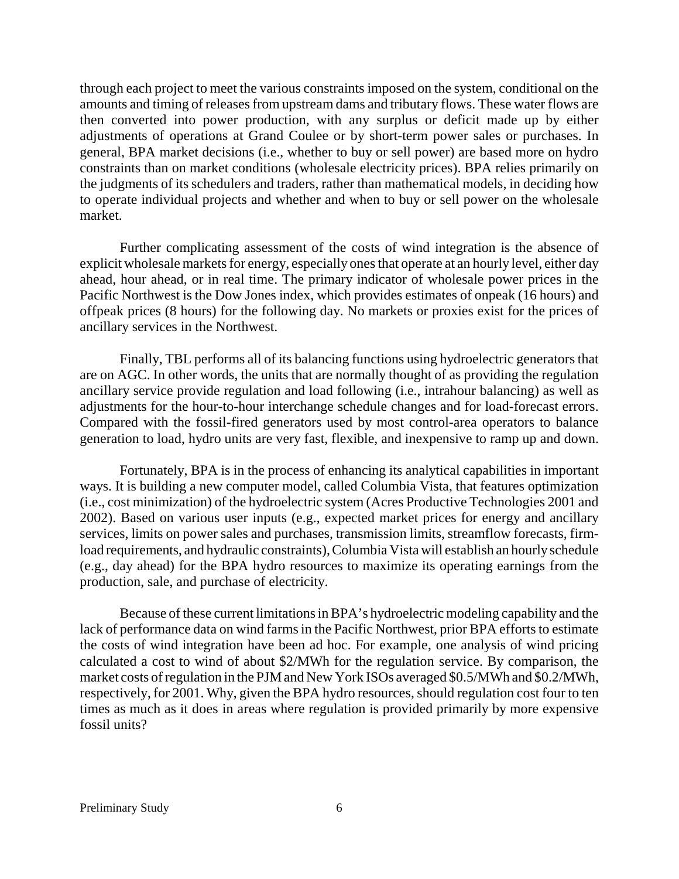through each project to meet the various constraints imposed on the system, conditional on the amounts and timing of releases from upstream dams and tributary flows. These water flows are then converted into power production, with any surplus or deficit made up by either adjustments of operations at Grand Coulee or by short-term power sales or purchases. In general, BPA market decisions (i.e., whether to buy or sell power) are based more on hydro constraints than on market conditions (wholesale electricity prices). BPA relies primarily on the judgments of its schedulers and traders, rather than mathematical models, in deciding how to operate individual projects and whether and when to buy or sell power on the wholesale market.

Further complicating assessment of the costs of wind integration is the absence of explicit wholesale markets for energy, especially ones that operate at an hourly level, either day ahead, hour ahead, or in real time. The primary indicator of wholesale power prices in the Pacific Northwest is the Dow Jones index, which provides estimates of onpeak (16 hours) and offpeak prices (8 hours) for the following day. No markets or proxies exist for the prices of ancillary services in the Northwest.

Finally, TBL performs all of its balancing functions using hydroelectric generators that are on AGC. In other words, the units that are normally thought of as providing the regulation ancillary service provide regulation and load following (i.e., intrahour balancing) as well as adjustments for the hour-to-hour interchange schedule changes and for load-forecast errors. Compared with the fossil-fired generators used by most control-area operators to balance generation to load, hydro units are very fast, flexible, and inexpensive to ramp up and down.

Fortunately, BPA is in the process of enhancing its analytical capabilities in important ways. It is building a new computer model, called Columbia Vista, that features optimization (i.e., cost minimization) of the hydroelectric system (Acres Productive Technologies 2001 and 2002). Based on various user inputs (e.g., expected market prices for energy and ancillary services, limits on power sales and purchases, transmission limits, streamflow forecasts, firm-load requirements, and hydraulic constraints), Columbia Vista will establish an hourly schedule (e.g., day ahead) for the BPA hydro resources to maximize its operating earnings from the production, sale, and purchase of electricity.

Because of these current limitations in BPA's hydroelectric modeling capability and the lack of performance data on wind farms in the Pacific Northwest, prior BPA efforts to estimate the costs of wind integration have been ad hoc. For example, one analysis of wind pricing calculated a cost to wind of about $2/MWh for the regulation service. By comparison, the market costs of regulation in the PJM and New York ISOs averaged $0.5/MWh and $0.2/MWh, respectively, for 2001. Why, given the BPA hydro resources, should regulation cost four to ten times as much as it does in areas where regulation is provided primarily by more expensive fossil units?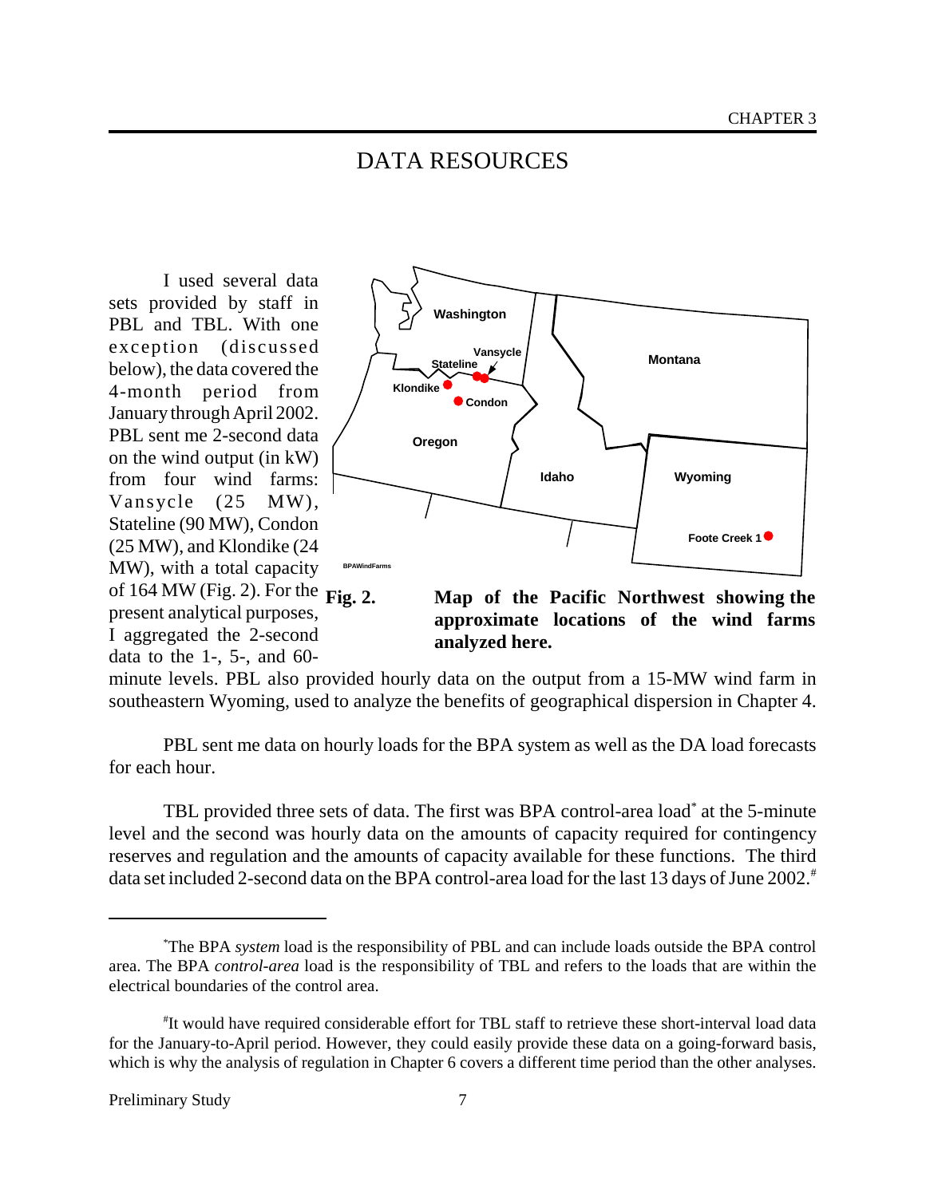# DATA RESOURCES

I used several data sets provided by staff in PBL and TBL. With one exception (discussed below), the data covered the 4-month period from January through April 2002. PBL sent me 2-second data on the wind output (in kW) from four wind farms: Vansycle (25 MW), Stateline (90 MW), Condon (25 MW), and Klondike (24 MW), with a total capacity of 164 MW (Fig. 2). For the present analytical purposes, I aggregated the 2-second data to the 1-, 5-, and 60-minute levels. PBL also provided hourly data on the output from a 15-MW wind farm in southeastern Wyoming, used to analyze the benefits of geographical dispersion in Chapter 4.

**Fig. 2. Map of the Pacific Northwest showing the approximate locations of the wind farms analyzed here.**

PBL sent me data on hourly loads for the BPA system as well as the DA load forecasts for each hour.

TBL provided three sets of data. The first was BPA control-area load* at the 5-minute level and the second was hourly data on the amounts of capacity required for contingency reserves and regulation and the amounts of capacity available for these functions. The third data set included 2-second data on the BPA control-area load for the last 13 days of June 2002.#

---

*The BPA *system* load is the responsibility of PBL and can include loads outside the BPA control area. The BPA *control-area* load is the responsibility of TBL and refers to the loads that are within the electrical boundaries of the control area.

#It would have required considerable effort for TBL staff to retrieve these short-interval load data for the January-to-April period. However, they could easily provide these data on a going-forward basis, which is why the analysis of regulation in Chapter 6 covers a different time period than the other analyses.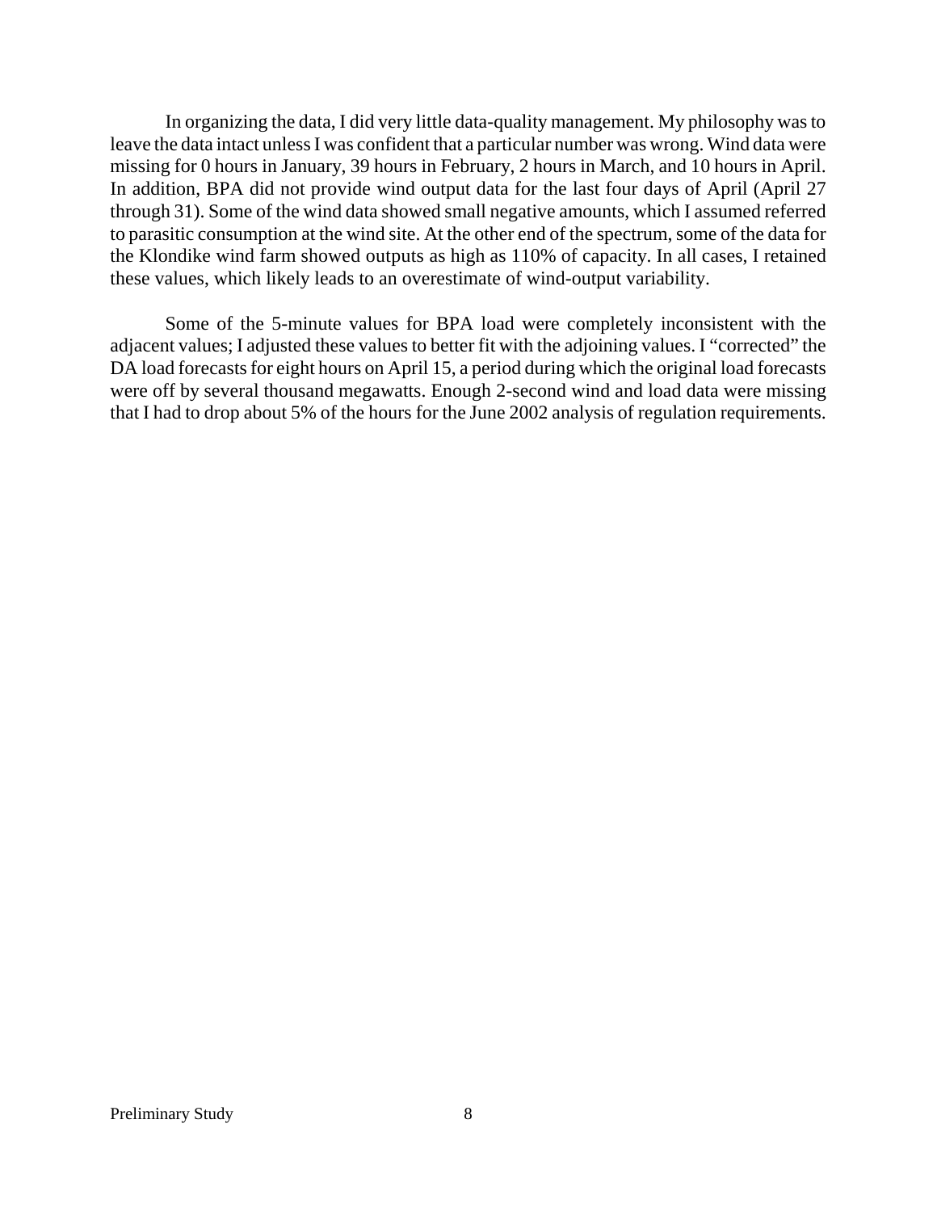In organizing the data, I did very little data-quality management. My philosophy was to leave the data intact unless I was confident that a particular number was wrong. Wind data were missing for 0 hours in January, 39 hours in February, 2 hours in March, and 10 hours in April. In addition, BPA did not provide wind output data for the last four days of April (April 27 through 31). Some of the wind data showed small negative amounts, which I assumed referred to parasitic consumption at the wind site. At the other end of the spectrum, some of the data for the Klondike wind farm showed outputs as high as 110% of capacity. In all cases, I retained these values, which likely leads to an overestimate of wind-output variability.

Some of the 5-minute values for BPA load were completely inconsistent with the adjacent values; I adjusted these values to better fit with the adjoining values. I "corrected" the DA load forecasts for eight hours on April 15, a period during which the original load forecasts were off by several thousand megawatts. Enough 2-second wind and load data were missing that I had to drop about 5% of the hours for the June 2002 analysis of regulation requirements.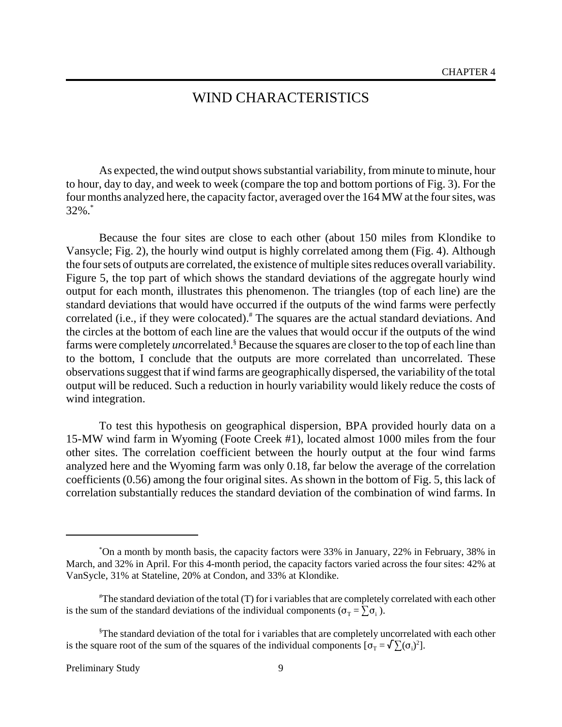# WIND CHARACTERISTICS

As expected, the wind output shows substantial variability, from minute to minute, hour to hour, day to day, and week to week (compare the top and bottom portions of Fig. 3). For the four months analyzed here, the capacity factor, averaged over the 164 MW at the four sites, was 32%.[*]

Because the four sites are close to each other (about 150 miles from Klondike to Vansycle; Fig. 2), the hourly wind output is highly correlated among them (Fig. 4). Although the four sets of outputs are correlated, the existence of multiple sites reduces overall variability. Figure 5, the top part of which shows the standard deviations of the aggregate hourly wind output for each month, illustrates this phenomenon. The triangles (top of each line) are the standard deviations that would have occurred if the outputs of the wind farms were perfectly correlated (i.e., if they were colocated).[#] The squares are the actual standard deviations. And the circles at the bottom of each line are the values that would occur if the outputs of the wind farms were completely *un*correlated.[§] Because the squares are closer to the top of each line than to the bottom, I conclude that the outputs are more correlated than uncorrelated. These observations suggest that if wind farms are geographically dispersed, the variability of the total output will be reduced. Such a reduction in hourly variability would likely reduce the costs of wind integration.

To test this hypothesis on geographical dispersion, BPA provided hourly data on a 15-MW wind farm in Wyoming (Foote Creek #1), located almost 1000 miles from the four other sites. The correlation coefficient between the hourly output at the four wind farms analyzed here and the Wyoming farm was only 0.18, far below the average of the correlation coefficients (0.56) among the four original sites. As shown in the bottom of Fig. 5, this lack of correlation substantially reduces the standard deviation of the combination of wind farms. In

---

[*] On a month by month basis, the capacity factors were 33% in January, 22% in February, 38% in March, and 32% in April. For this 4-month period, the capacity factors varied across the four sites: 42% at VanSycle, 31% at Stateline, 20% at Condon, and 33% at Klondike.

[#] The standard deviation of the total (T) for i variables that are completely correlated with each other is the sum of the standard deviations of the individual components ($\sigma_T = \sum \sigma_i$).

[§] The standard deviation of the total for i variables that are completely uncorrelated with each other is the square root of the sum of the squares of the individual components [$\sigma_T = \sqrt{\sum (\sigma_i)^2}$].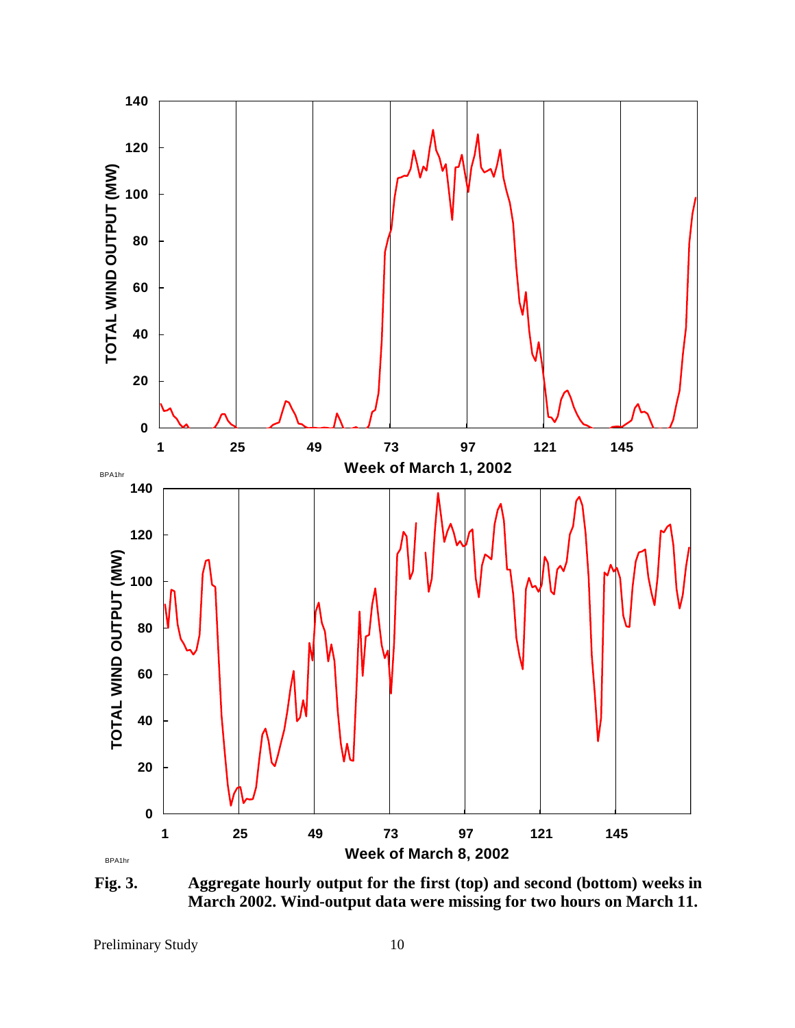**Fig. 3.** **Aggregate hourly output for the first (top) and second (bottom) weeks in March 2002. Wind-output data were missing for two hours on March 11.**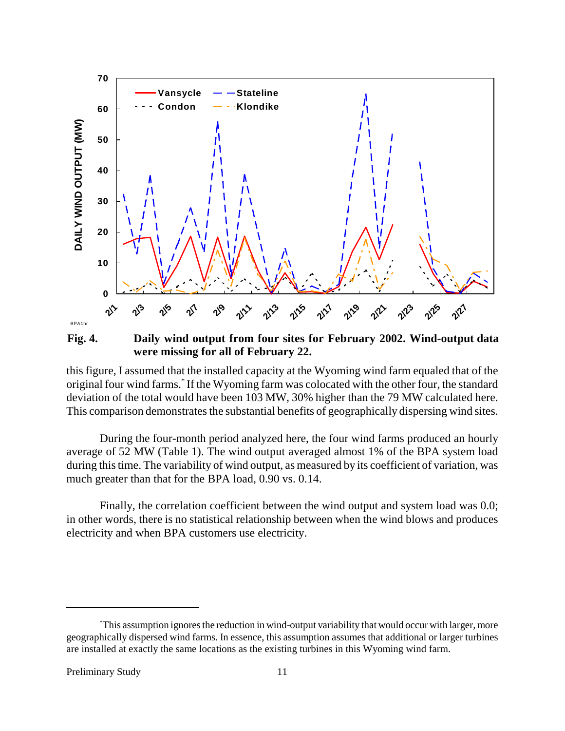**Fig. 4.** **Daily wind output from four sites for February 2002. Wind-output data were missing for all of February 22.**

this figure, I assumed that the installed capacity at the Wyoming wind farm equaled that of the original four wind farms.* If the Wyoming farm was colocated with the other four, the standard deviation of the total would have been 103 MW, 30% higher than the 79 MW calculated here. This comparison demonstrates the substantial benefits of geographically dispersing wind sites.

During the four-month period analyzed here, the four wind farms produced an hourly average of 52 MW (Table 1). The wind output averaged almost 1% of the BPA system load during this time. The variability of wind output, as measured by its coefficient of variation, was much greater than that for the BPA load, 0.90 vs. 0.14.

Finally, the correlation coefficient between the wind output and system load was 0.0; in other words, there is no statistical relationship between when the wind blows and produces electricity and when BPA customers use electricity.

---

*This assumption ignores the reduction in wind-output variability that would occur with larger, more geographically dispersed wind farms. In essence, this assumption assumes that additional or larger turbines are installed at exactly the same locations as the existing turbines in this Wyoming wind farm.

Preliminary Study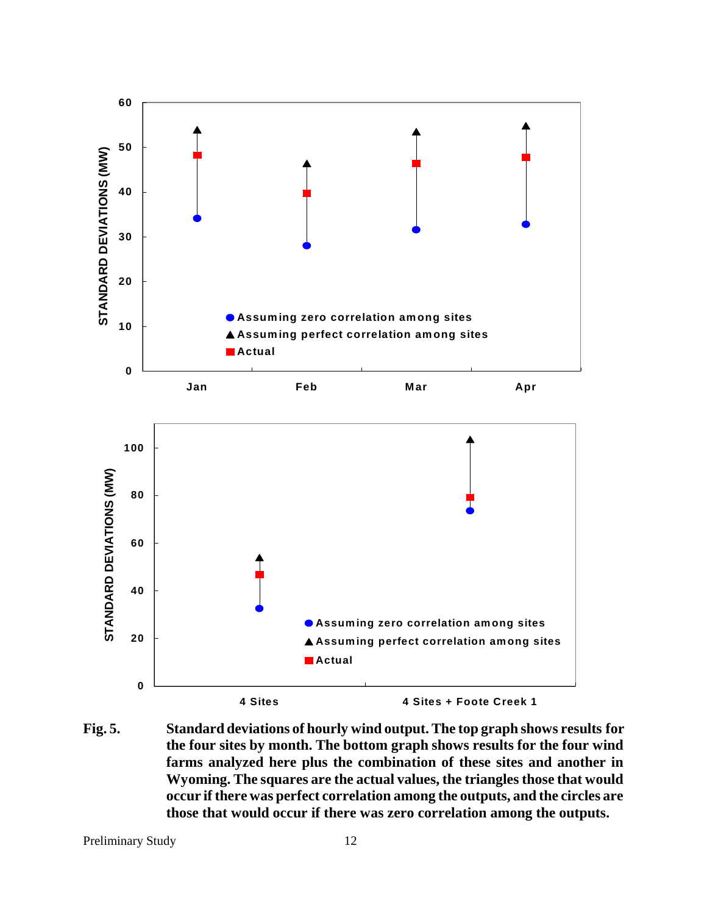**Fig. 5.** Standard deviations of hourly wind output. The top graph shows results for the four sites by month. The bottom graph shows results for the four wind farms analyzed here plus the combination of these sites and another in Wyoming. The squares are the actual values, the triangles those that would occur if there was perfect correlation among the outputs, and the circles are those that would occur if there was zero correlation among the outputs.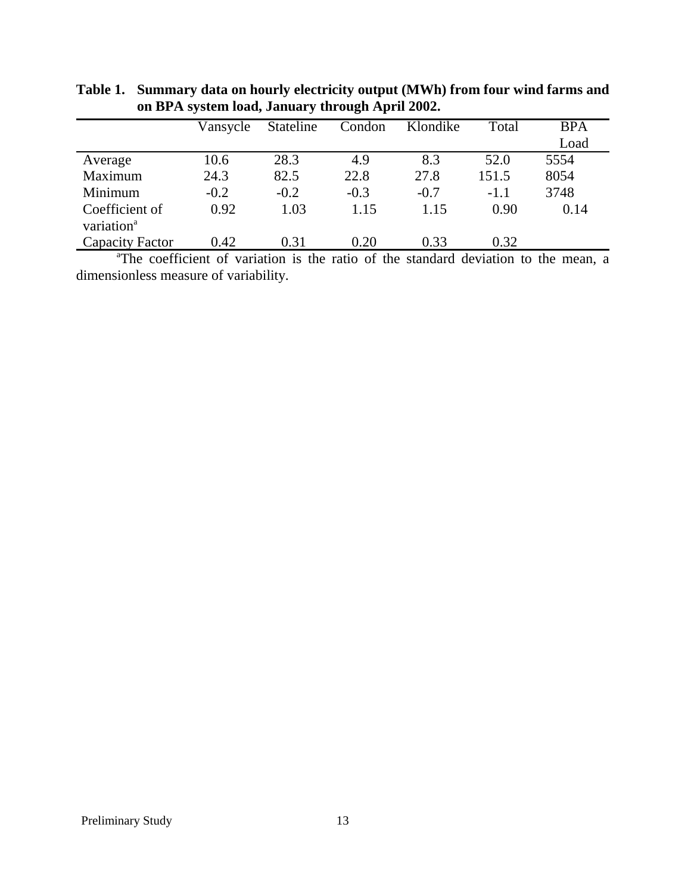**Table 1. Summary data on hourly electricity output (MWh) from four wind farms and on BPA system load, January through April 2002.**

| | Vansycle | Stateline | Condon | Klondike | Total | BPA Load |
|---|---|---|---|---|---|---|
| Average | 10.6 | 28.3 | 4.9 | 8.3 | 52.0 | 5554 |
| Maximum | 24.3 | 82.5 | 22.8 | 27.8 | 151.5 | 8054 |
| Minimum | -0.2 | -0.2 | -0.3 | -0.7 | -1.1 | 3748 |
| Coefficient of variation[a] | 0.92 | 1.03 | 1.15 | 1.15 | 0.90 | 0.14 |
| Capacity Factor | 0.42 | 0.31 | 0.20 | 0.33 | 0.32 | |

[a]The coefficient of variation is the ratio of the standard deviation to the mean, a dimensionless measure of variability.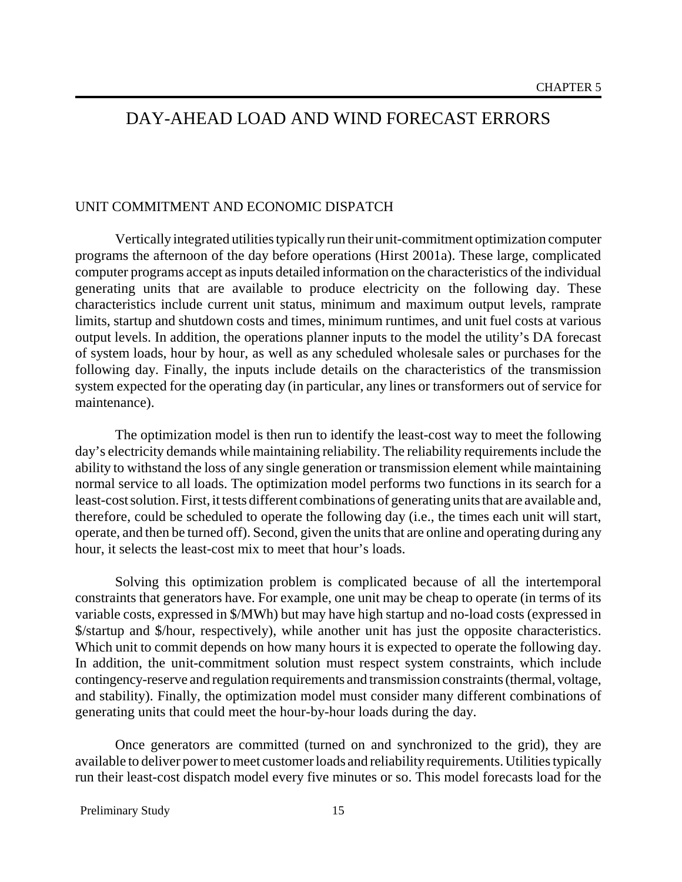# DAY-AHEAD LOAD AND WIND FORECAST ERRORS

## UNIT COMMITMENT AND ECONOMIC DISPATCH

Vertically integrated utilities typically run their unit-commitment optimization computer programs the afternoon of the day before operations (Hirst 2001a). These large, complicated computer programs accept as inputs detailed information on the characteristics of the individual generating units that are available to produce electricity on the following day. These characteristics include current unit status, minimum and maximum output levels, ramprate limits, startup and shutdown costs and times, minimum runtimes, and unit fuel costs at various output levels. In addition, the operations planner inputs to the model the utility's DA forecast of system loads, hour by hour, as well as any scheduled wholesale sales or purchases for the following day. Finally, the inputs include details on the characteristics of the transmission system expected for the operating day (in particular, any lines or transformers out of service for maintenance).

The optimization model is then run to identify the least-cost way to meet the following day's electricity demands while maintaining reliability. The reliability requirements include the ability to withstand the loss of any single generation or transmission element while maintaining normal service to all loads. The optimization model performs two functions in its search for a least-cost solution. First, it tests different combinations of generating units that are available and, therefore, could be scheduled to operate the following day (i.e., the times each unit will start, operate, and then be turned off). Second, given the units that are online and operating during any hour, it selects the least-cost mix to meet that hour's loads.

Solving this optimization problem is complicated because of all the intertemporal constraints that generators have. For example, one unit may be cheap to operate (in terms of its variable costs, expressed in $/MWh) but may have high startup and no-load costs (expressed in $/startup and $/hour, respectively), while another unit has just the opposite characteristics. Which unit to commit depends on how many hours it is expected to operate the following day. In addition, the unit-commitment solution must respect system constraints, which include contingency-reserve and regulation requirements and transmission constraints (thermal, voltage, and stability). Finally, the optimization model must consider many different combinations of generating units that could meet the hour-by-hour loads during the day.

Once generators are committed (turned on and synchronized to the grid), they are available to deliver power to meet customer loads and reliability requirements. Utilities typically run their least-cost dispatch model every five minutes or so. This model forecasts load for the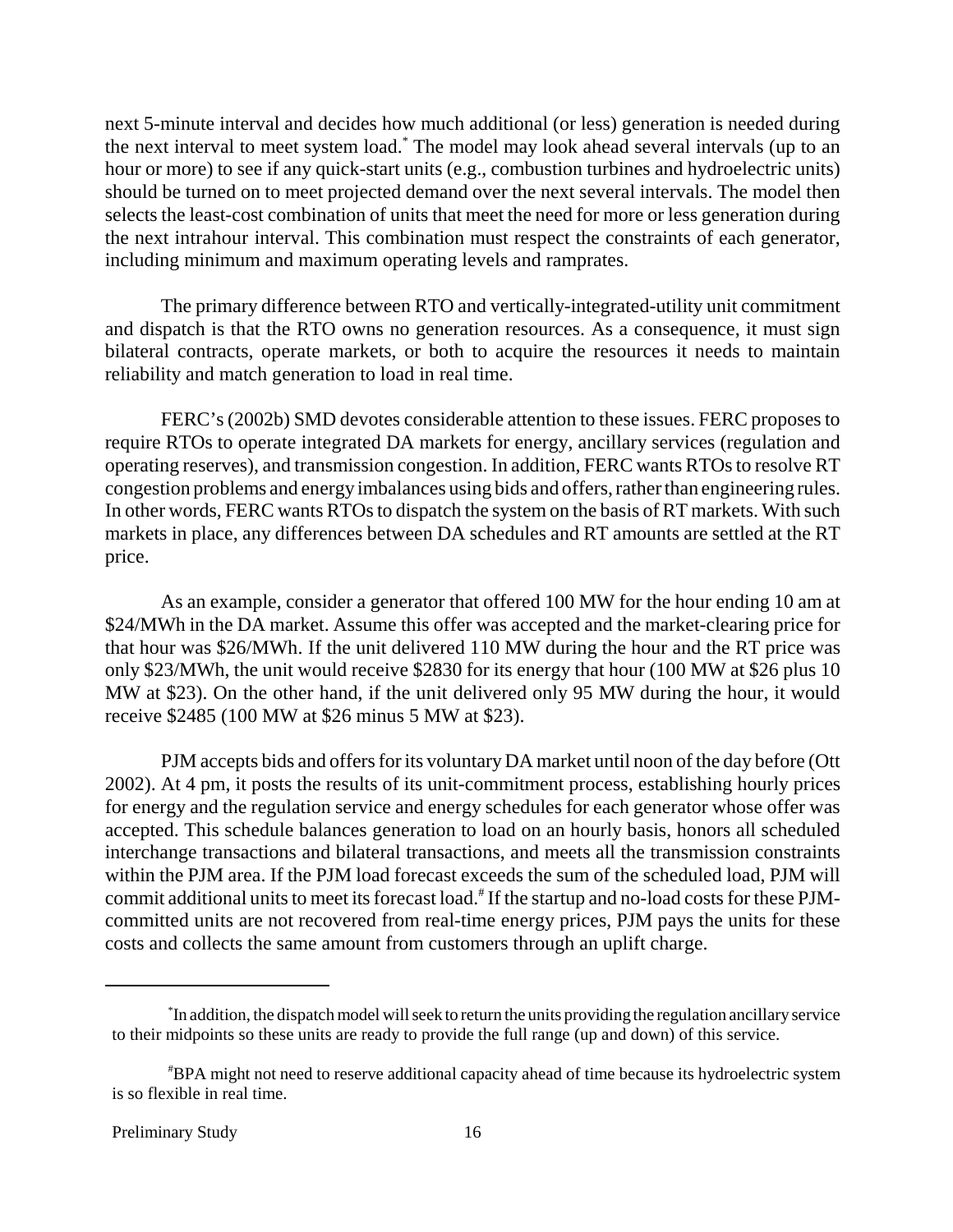next 5-minute interval and decides how much additional (or less) generation is needed during the next interval to meet system load.* The model may look ahead several intervals (up to an hour or more) to see if any quick-start units (e.g., combustion turbines and hydroelectric units) should be turned on to meet projected demand over the next several intervals. The model then selects the least-cost combination of units that meet the need for more or less generation during the next intrahour interval. This combination must respect the constraints of each generator, including minimum and maximum operating levels and ramprates.

The primary difference between RTO and vertically-integrated-utility unit commitment and dispatch is that the RTO owns no generation resources. As a consequence, it must sign bilateral contracts, operate markets, or both to acquire the resources it needs to maintain reliability and match generation to load in real time.

FERC's (2002b) SMD devotes considerable attention to these issues. FERC proposes to require RTOs to operate integrated DA markets for energy, ancillary services (regulation and operating reserves), and transmission congestion. In addition, FERC wants RTOs to resolve RT congestion problems and energy imbalances using bids and offers, rather than engineering rules. In other words, FERC wants RTOs to dispatch the system on the basis of RT markets. With such markets in place, any differences between DA schedules and RT amounts are settled at the RT price.

As an example, consider a generator that offered 100 MW for the hour ending 10 am at $24/MWh in the DA market. Assume this offer was accepted and the market-clearing price for that hour was $26/MWh. If the unit delivered 110 MW during the hour and the RT price was only $23/MWh, the unit would receive $2830 for its energy that hour (100 MW at $26 plus 10 MW at $23). On the other hand, if the unit delivered only 95 MW during the hour, it would receive $2485 (100 MW at $26 minus 5 MW at $23).

PJM accepts bids and offers for its voluntary DA market until noon of the day before (Ott 2002). At 4 pm, it posts the results of its unit-commitment process, establishing hourly prices for energy and the regulation service and energy schedules for each generator whose offer was accepted. This schedule balances generation to load on an hourly basis, honors all scheduled interchange transactions and bilateral transactions, and meets all the transmission constraints within the PJM area. If the PJM load forecast exceeds the sum of the scheduled load, PJM will commit additional units to meet its forecast load.# If the startup and no-load costs for these PJM-committed units are not recovered from real-time energy prices, PJM pays the units for these costs and collects the same amount from customers through an uplift charge.

---

*In addition, the dispatch model will seek to return the units providing the regulation ancillary service to their midpoints so these units are ready to provide the full range (up and down) of this service.

#BPA might not need to reserve additional capacity ahead of time because its hydroelectric system is so flexible in real time.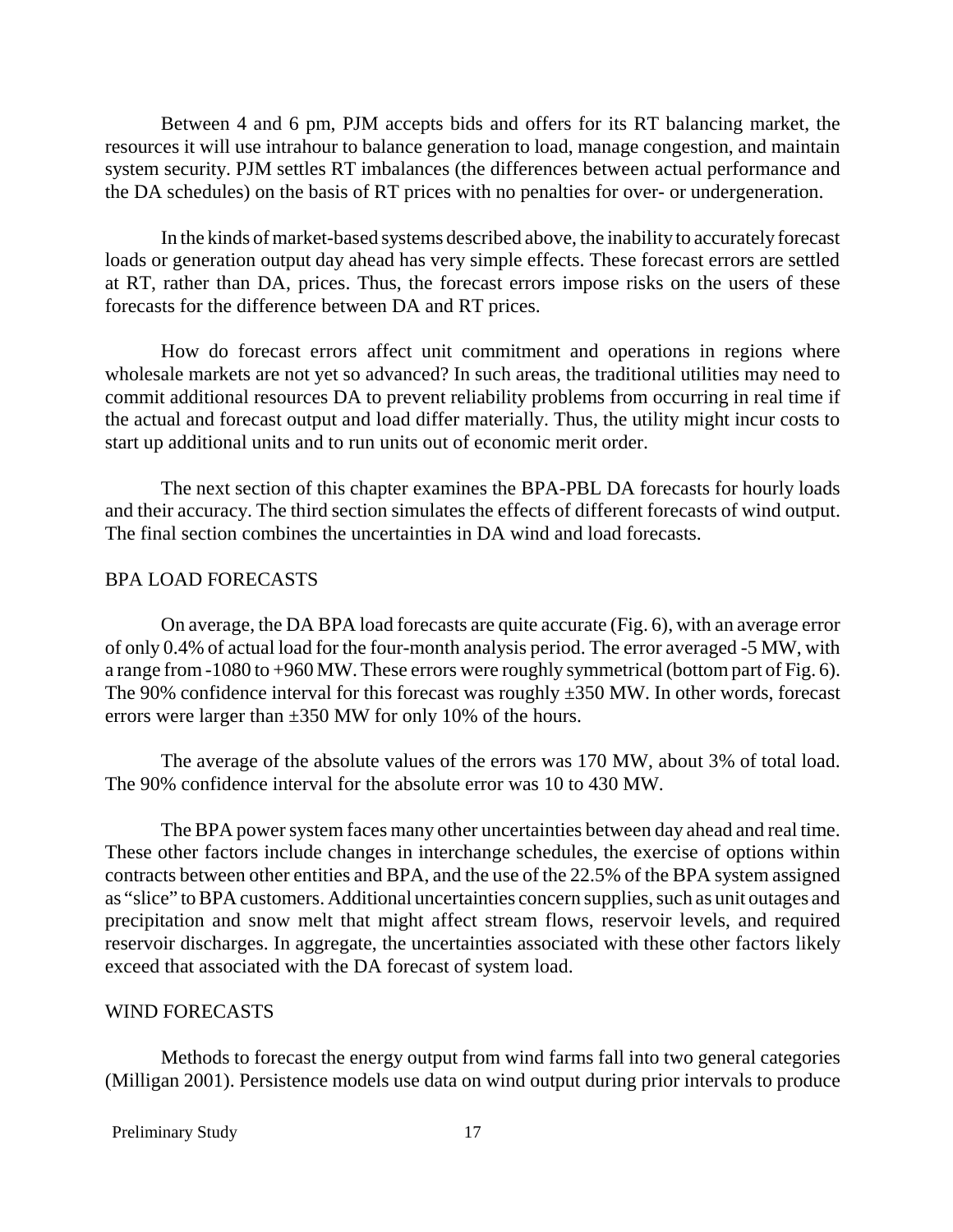Between 4 and 6 pm, PJM accepts bids and offers for its RT balancing market, the resources it will use intrahour to balance generation to load, manage congestion, and maintain system security. PJM settles RT imbalances (the differences between actual performance and the DA schedules) on the basis of RT prices with no penalties for over- or undergeneration.

In the kinds of market-based systems described above, the inability to accurately forecast loads or generation output day ahead has very simple effects. These forecast errors are settled at RT, rather than DA, prices. Thus, the forecast errors impose risks on the users of these forecasts for the difference between DA and RT prices.

How do forecast errors affect unit commitment and operations in regions where wholesale markets are not yet so advanced? In such areas, the traditional utilities may need to commit additional resources DA to prevent reliability problems from occurring in real time if the actual and forecast output and load differ materially. Thus, the utility might incur costs to start up additional units and to run units out of economic merit order.

The next section of this chapter examines the BPA-PBL DA forecasts for hourly loads and their accuracy. The third section simulates the effects of different forecasts of wind output. The final section combines the uncertainties in DA wind and load forecasts.

## BPA LOAD FORECASTS

On average, the DA BPA load forecasts are quite accurate (Fig. 6), with an average error of only 0.4% of actual load for the four-month analysis period. The error averaged -5 MW, with a range from -1080 to +960 MW. These errors were roughly symmetrical (bottom part of Fig. 6). The 90% confidence interval for this forecast was roughly ±350 MW. In other words, forecast errors were larger than ±350 MW for only 10% of the hours.

The average of the absolute values of the errors was 170 MW, about 3% of total load. The 90% confidence interval for the absolute error was 10 to 430 MW.

The BPA power system faces many other uncertainties between day ahead and real time. These other factors include changes in interchange schedules, the exercise of options within contracts between other entities and BPA, and the use of the 22.5% of the BPA system assigned as "slice" to BPA customers. Additional uncertainties concern supplies, such as unit outages and precipitation and snow melt that might affect stream flows, reservoir levels, and required reservoir discharges. In aggregate, the uncertainties associated with these other factors likely exceed that associated with the DA forecast of system load.

## WIND FORECASTS

Methods to forecast the energy output from wind farms fall into two general categories (Milligan 2001). Persistence models use data on wind output during prior intervals to produce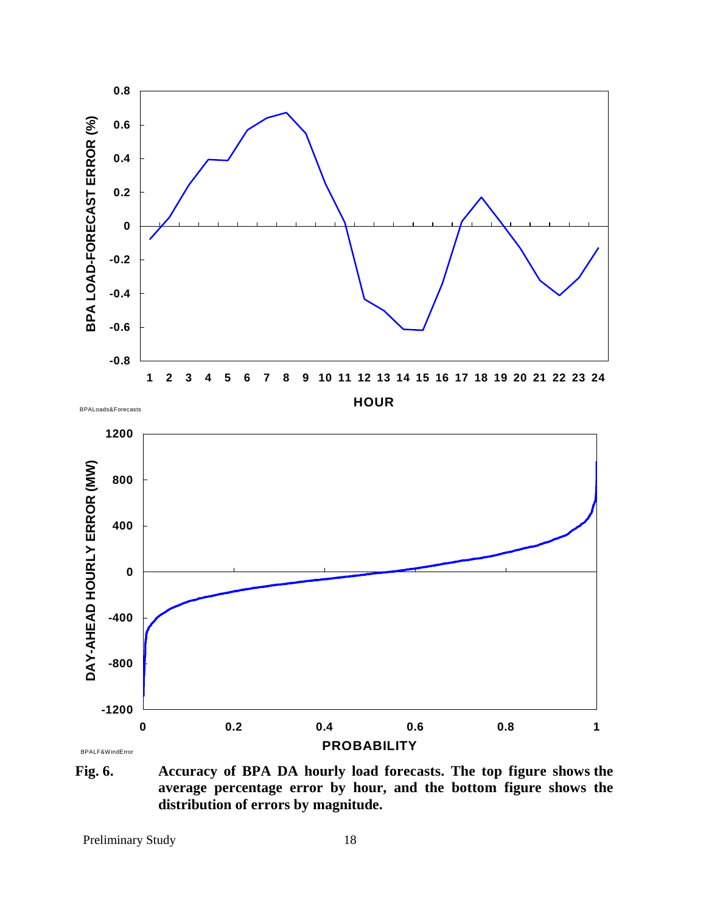**Fig. 6.** **Accuracy of BPA DA hourly load forecasts. The top figure shows the average percentage error by hour, and the bottom figure shows the distribution of errors by magnitude.**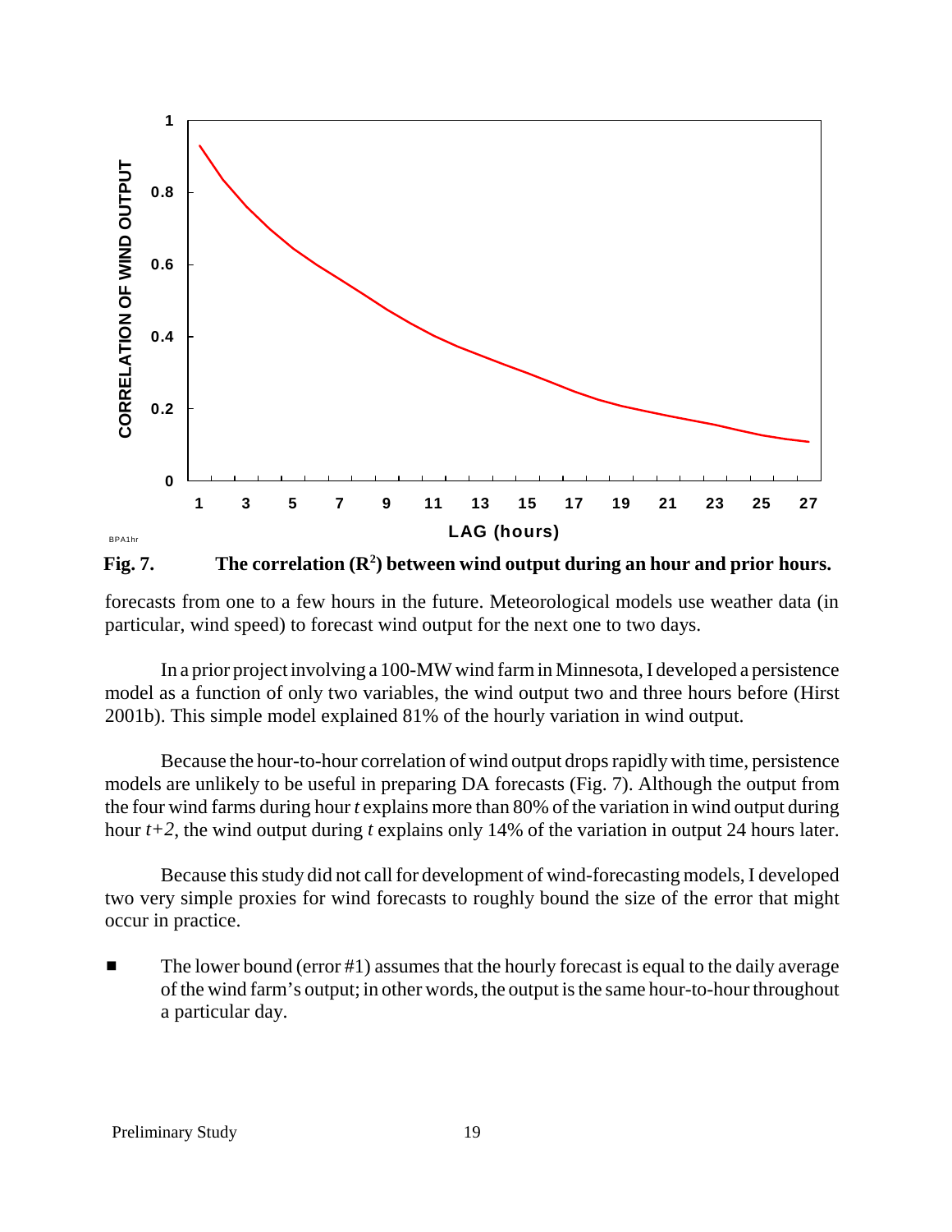**Fig. 7.** **The correlation ($R^2$) between wind output during an hour and prior hours.**

forecasts from one to a few hours in the future. Meteorological models use weather data (in particular, wind speed) to forecast wind output for the next one to two days.

In a prior project involving a 100-MW wind farm in Minnesota, I developed a persistence model as a function of only two variables, the wind output two and three hours before (Hirst 2001b). This simple model explained 81% of the hourly variation in wind output.

Because the hour-to-hour correlation of wind output drops rapidly with time, persistence models are unlikely to be useful in preparing DA forecasts (Fig. 7). Although the output from the four wind farms during hour *t* explains more than 80% of the variation in wind output during hour *t+2*, the wind output during *t* explains only 14% of the variation in output 24 hours later.

Because this study did not call for development of wind-forecasting models, I developed two very simple proxies for wind forecasts to roughly bound the size of the error that might occur in practice.

- The lower bound (error #1) assumes that the hourly forecast is equal to the daily average of the wind farm's output; in other words, the output is the same hour-to-hour throughout a particular day.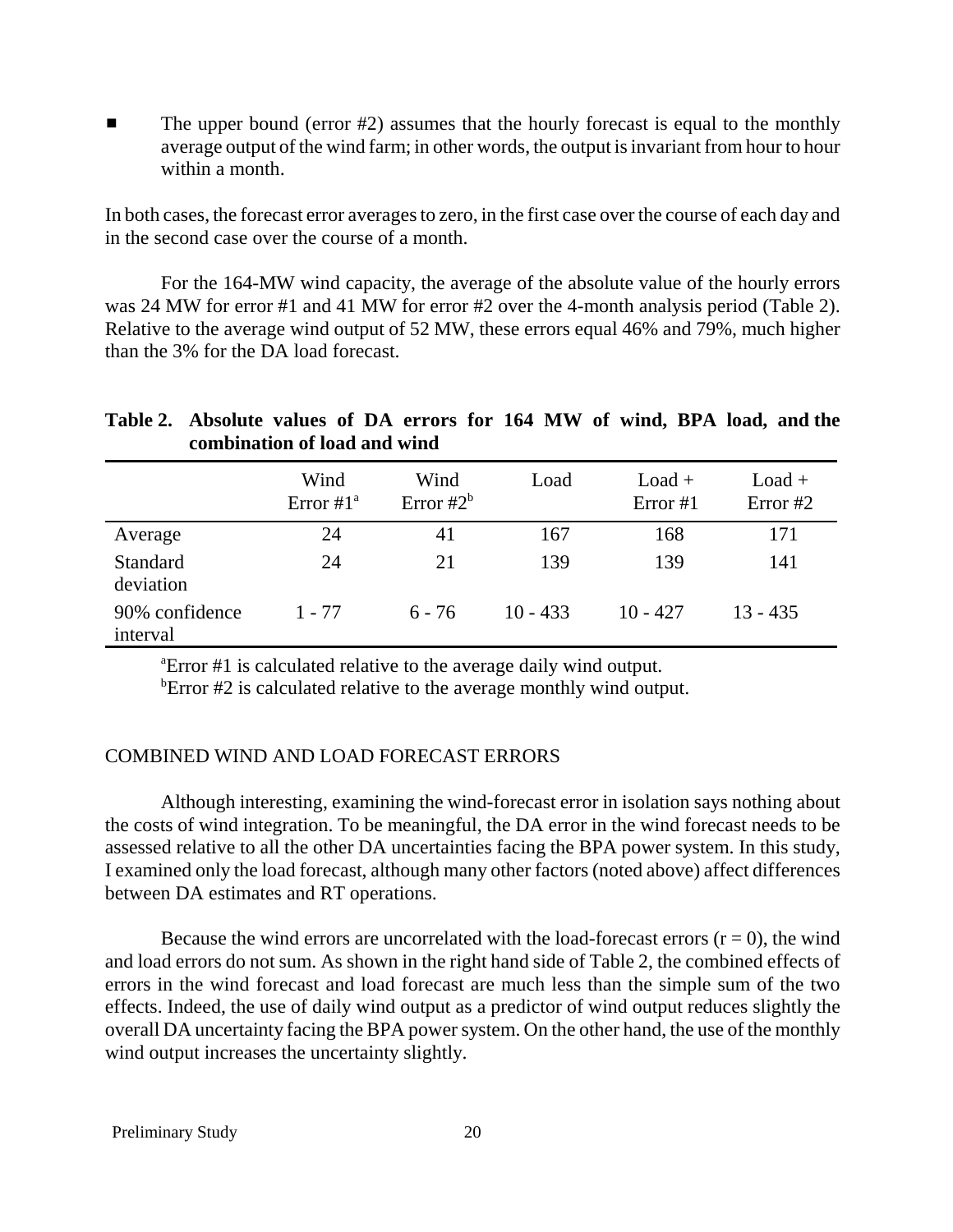- The upper bound (error #2) assumes that the hourly forecast is equal to the monthly average output of the wind farm; in other words, the output is invariant from hour to hour within a month.

In both cases, the forecast error averages to zero, in the first case over the course of each day and in the second case over the course of a month.

For the 164-MW wind capacity, the average of the absolute value of the hourly errors was 24 MW for error #1 and 41 MW for error #2 over the 4-month analysis period (Table 2). Relative to the average wind output of 52 MW, these errors equal 46% and 79%, much higher than the 3% for the DA load forecast.

**Table 2. Absolute values of DA errors for 164 MW of wind, BPA load, and the combination of load and wind**

| | Wind Error #1[a] | Wind Error #2[b] | Load | Load + Error #1 | Load + Error #2 |
|---|---|---|---|---|---|
| Average | 24 | 41 | 167 | 168 | 171 |
| Standard deviation | 24 | 21 | 139 | 139 | 141 |
| 90% confidence interval | 1 - 77 | 6 - 76 | 10 - 433 | 10 - 427 | 13 - 435 |

[a]Error #1 is calculated relative to the average daily wind output.
[b]Error #2 is calculated relative to the average monthly wind output.

## COMBINED WIND AND LOAD FORECAST ERRORS

Although interesting, examining the wind-forecast error in isolation says nothing about the costs of wind integration. To be meaningful, the DA error in the wind forecast needs to be assessed relative to all the other DA uncertainties facing the BPA power system. In this study, I examined only the load forecast, although many other factors (noted above) affect differences between DA estimates and RT operations.

Because the wind errors are uncorrelated with the load-forecast errors ($r = 0$), the wind and load errors do not sum. As shown in the right hand side of Table 2, the combined effects of errors in the wind forecast and load forecast are much less than the simple sum of the two effects. Indeed, the use of daily wind output as a predictor of wind output reduces slightly the overall DA uncertainty facing the BPA power system. On the other hand, the use of the monthly wind output increases the uncertainty slightly.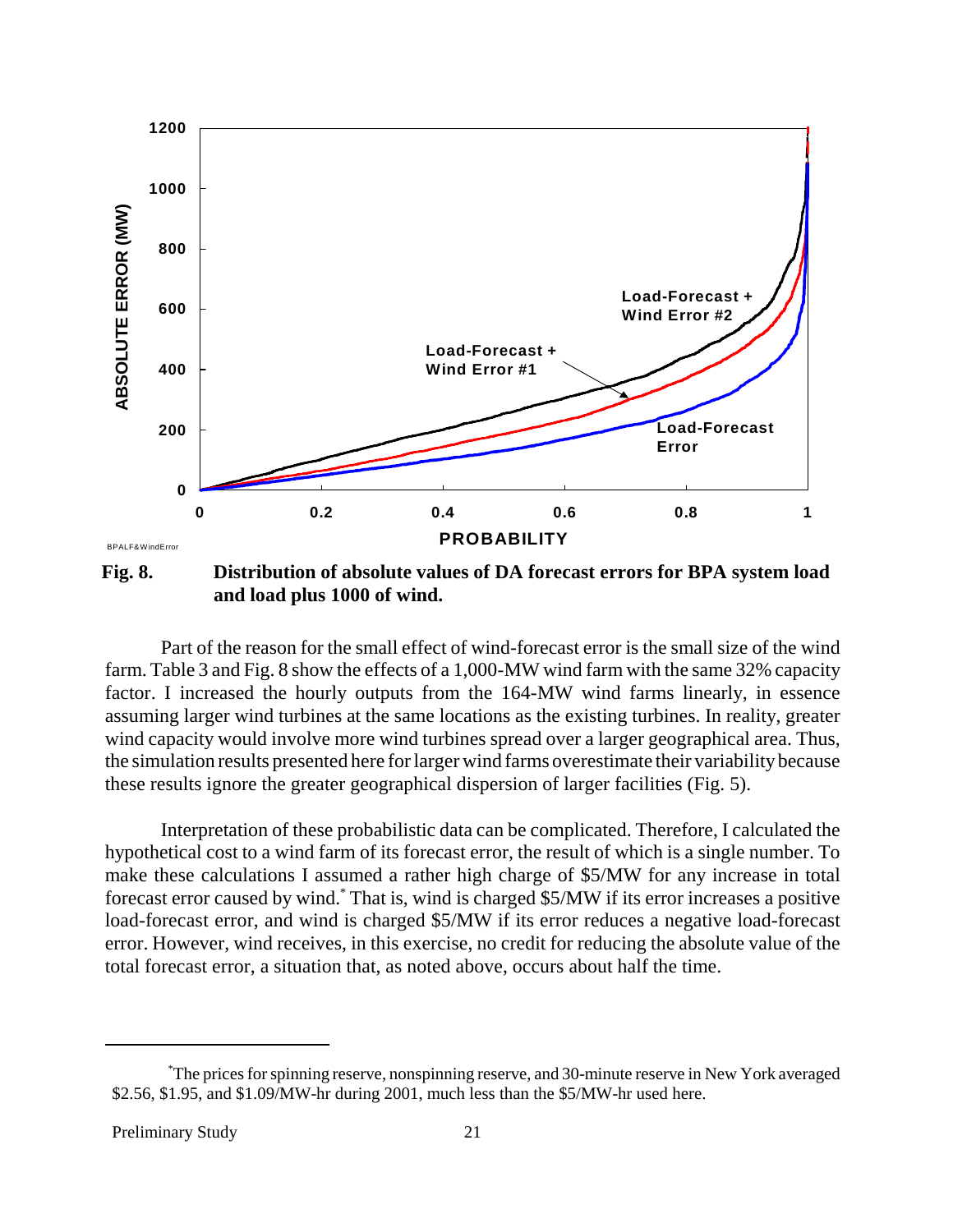**Fig. 8.** **Distribution of absolute values of DA forecast errors for BPA system load and load plus 1000 of wind.**

Part of the reason for the small effect of wind-forecast error is the small size of the wind farm. Table 3 and Fig. 8 show the effects of a 1,000-MW wind farm with the same 32% capacity factor. I increased the hourly outputs from the 164-MW wind farms linearly, in essence assuming larger wind turbines at the same locations as the existing turbines. In reality, greater wind capacity would involve more wind turbines spread over a larger geographical area. Thus, the simulation results presented here for larger wind farms overestimate their variability because these results ignore the greater geographical dispersion of larger facilities (Fig. 5).

Interpretation of these probabilistic data can be complicated. Therefore, I calculated the hypothetical cost to a wind farm of its forecast error, the result of which is a single number. To make these calculations I assumed a rather high charge of \$5/MW for any increase in total forecast error caused by wind.* That is, wind is charged \$5/MW if its error increases a positive load-forecast error, and wind is charged \$5/MW if its error reduces a negative load-forecast error. However, wind receives, in this exercise, no credit for reducing the absolute value of the total forecast error, a situation that, as noted above, occurs about half the time.

---

*The prices for spinning reserve, nonspinning reserve, and 30-minute reserve in New York averaged \$2.56, \$1.95, and \$1.09/MW-hr during 2001, much less than the \$5/MW-hr used here.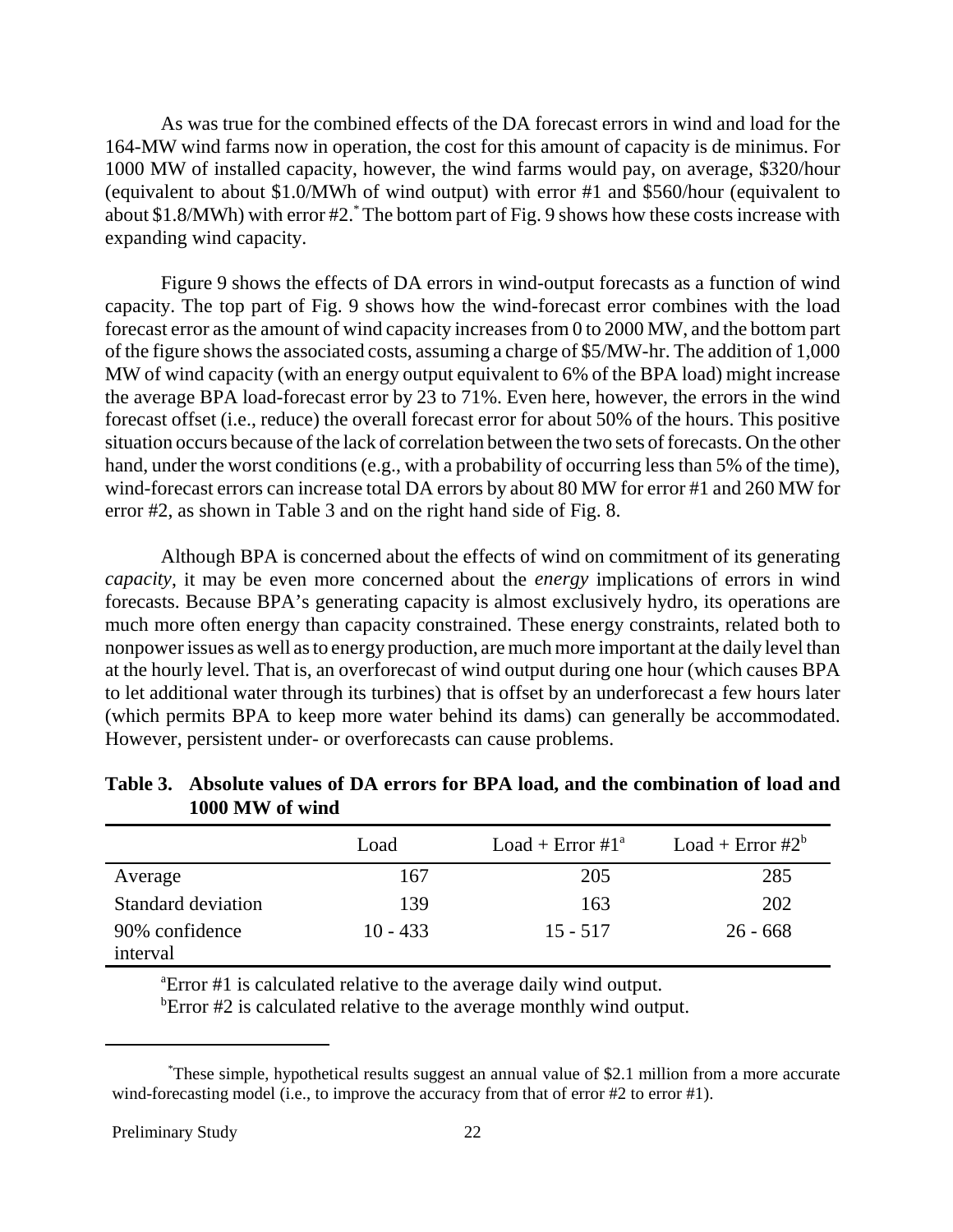As was true for the combined effects of the DA forecast errors in wind and load for the 164-MW wind farms now in operation, the cost for this amount of capacity is de minimus. For 1000 MW of installed capacity, however, the wind farms would pay, on average, \$320/hour (equivalent to about \$1.0/MWh of wind output) with error #1 and \$560/hour (equivalent to about \$1.8/MWh) with error #2.* The bottom part of Fig. 9 shows how these costs increase with expanding wind capacity.

Figure 9 shows the effects of DA errors in wind-output forecasts as a function of wind capacity. The top part of Fig. 9 shows how the wind-forecast error combines with the load forecast error as the amount of wind capacity increases from 0 to 2000 MW, and the bottom part of the figure shows the associated costs, assuming a charge of \$5/MW-hr. The addition of 1,000 MW of wind capacity (with an energy output equivalent to 6% of the BPA load) might increase the average BPA load-forecast error by 23 to 71%. Even here, however, the errors in the wind forecast offset (i.e., reduce) the overall forecast error for about 50% of the hours. This positive situation occurs because of the lack of correlation between the two sets of forecasts. On the other hand, under the worst conditions (e.g., with a probability of occurring less than 5% of the time), wind-forecast errors can increase total DA errors by about 80 MW for error #1 and 260 MW for error #2, as shown in Table 3 and on the right hand side of Fig. 8.

Although BPA is concerned about the effects of wind on commitment of its generating *capacity*, it may be even more concerned about the *energy* implications of errors in wind forecasts. Because BPA's generating capacity is almost exclusively hydro, its operations are much more often energy than capacity constrained. These energy constraints, related both to nonpower issues as well as to energy production, are much more important at the daily level than at the hourly level. That is, an overforecast of wind output during one hour (which causes BPA to let additional water through its turbines) that is offset by an underforecast a few hours later (which permits BPA to keep more water behind its dams) can generally be accommodated. However, persistent under- or overforecasts can cause problems.

**Table 3. Absolute values of DA errors for BPA load, and the combination of load and 1000 MW of wind**

| | Load | Load + Error #1[a] | Load + Error #2[b] |
|---|---|---|---|
| Average | 167 | 205 | 285 |
| Standard deviation | 139 | 163 | 202 |
| 90% confidence interval | 10 - 433 | 15 - 517 | 26 - 668 |

[a]Error #1 is calculated relative to the average daily wind output.

[b]Error #2 is calculated relative to the average monthly wind output.

*These simple, hypothetical results suggest an annual value of \$2.1 million from a more accurate wind-forecasting model (i.e., to improve the accuracy from that of error #2 to error #1).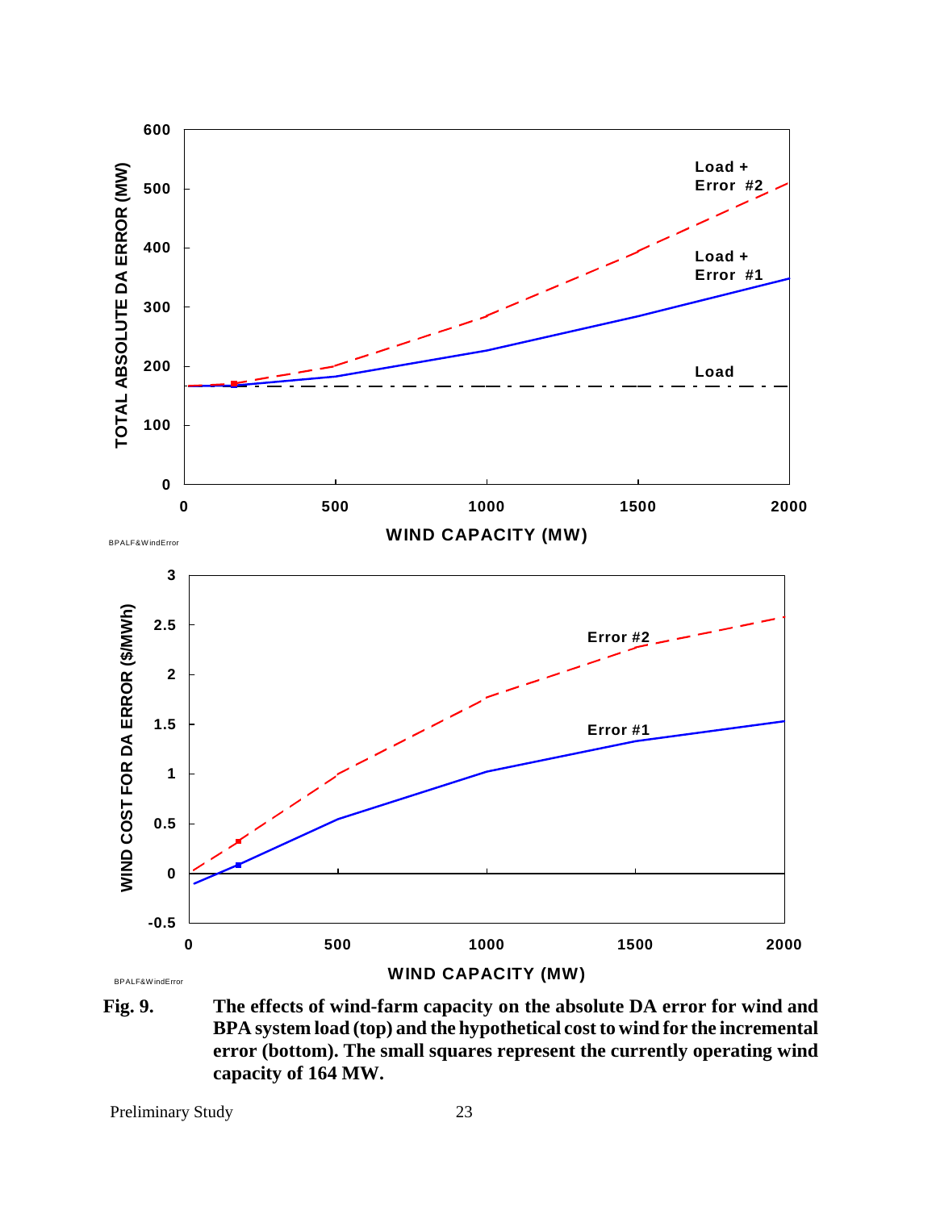**Fig. 9.** **The effects of wind-farm capacity on the absolute DA error for wind and BPA system load (top) and the hypothetical cost to wind for the incremental error (bottom). The small squares represent the currently operating wind capacity of 164 MW.**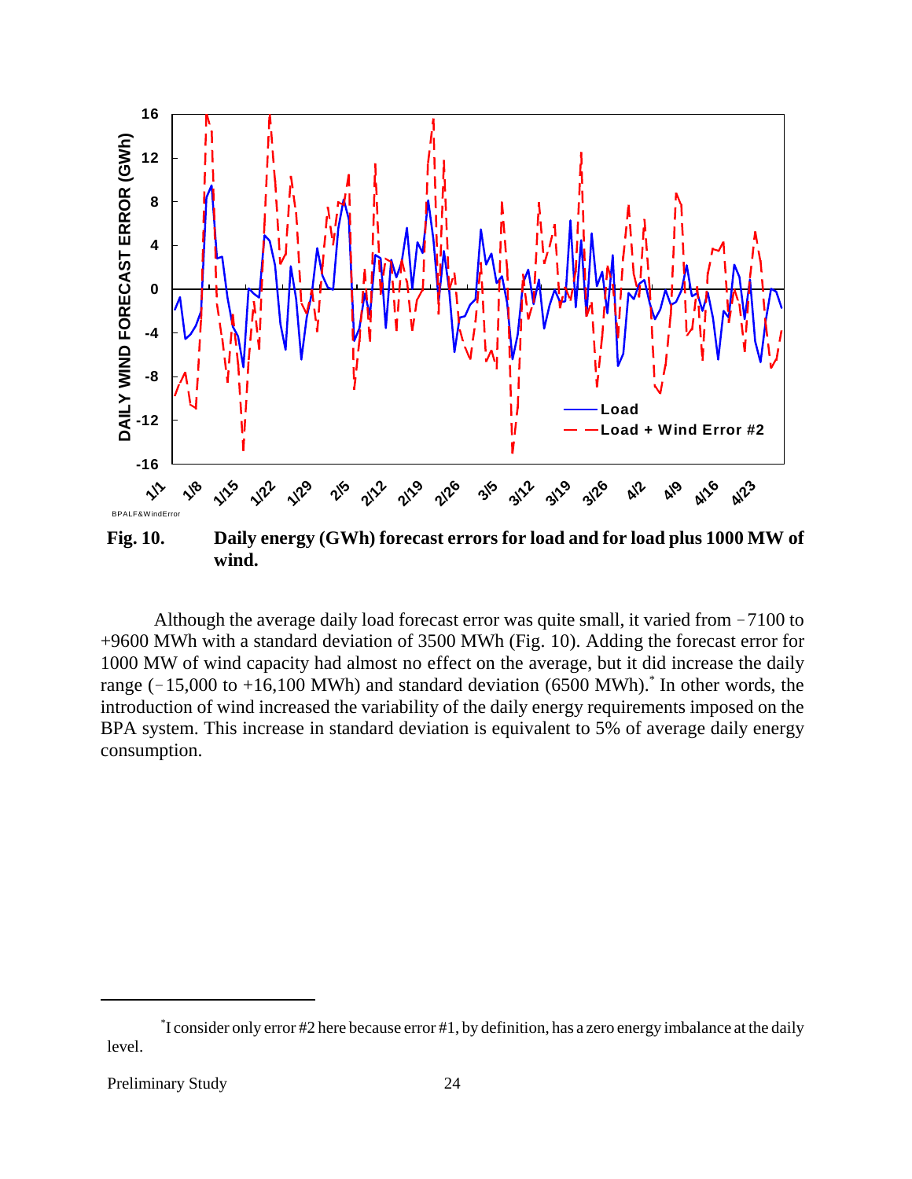**Fig. 10.** **Daily energy (GWh) forecast errors for load and for load plus 1000 MW of wind.**

Although the average daily load forecast error was quite small, it varied from −7100 to +9600 MWh with a standard deviation of 3500 MWh (Fig. 10). Adding the forecast error for 1000 MW of wind capacity had almost no effect on the average, but it did increase the daily range (−15,000 to +16,100 MWh) and standard deviation (6500 MWh).* In other words, the introduction of wind increased the variability of the daily energy requirements imposed on the BPA system. This increase in standard deviation is equivalent to 5% of average daily energy consumption.

---

*I consider only error #2 here because error #1, by definition, has a zero energy imbalance at the daily level.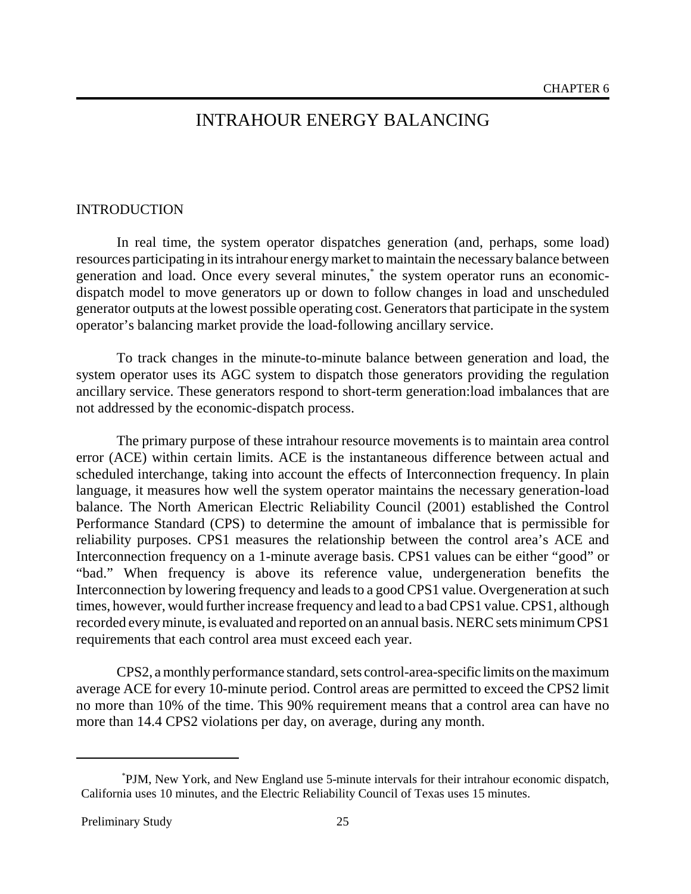# INTRAHOUR ENERGY BALANCING

## INTRODUCTION

In real time, the system operator dispatches generation (and, perhaps, some load) resources participating in its intrahour energy market to maintain the necessary balance between generation and load. Once every several minutes,* the system operator runs an economic-dispatch model to move generators up or down to follow changes in load and unscheduled generator outputs at the lowest possible operating cost. Generators that participate in the system operator's balancing market provide the load-following ancillary service.

To track changes in the minute-to-minute balance between generation and load, the system operator uses its AGC system to dispatch those generators providing the regulation ancillary service. These generators respond to short-term generation:load imbalances that are not addressed by the economic-dispatch process.

The primary purpose of these intrahour resource movements is to maintain area control error (ACE) within certain limits. ACE is the instantaneous difference between actual and scheduled interchange, taking into account the effects of Interconnection frequency. In plain language, it measures how well the system operator maintains the necessary generation-load balance. The North American Electric Reliability Council (2001) established the Control Performance Standard (CPS) to determine the amount of imbalance that is permissible for reliability purposes. CPS1 measures the relationship between the control area's ACE and Interconnection frequency on a 1-minute average basis. CPS1 values can be either "good" or "bad." When frequency is above its reference value, undergeneration benefits the Interconnection by lowering frequency and leads to a good CPS1 value. Overgeneration at such times, however, would further increase frequency and lead to a bad CPS1 value. CPS1, although recorded every minute, is evaluated and reported on an annual basis. NERC sets minimum CPS1 requirements that each control area must exceed each year.

CPS2, a monthly performance standard, sets control-area-specific limits on the maximum average ACE for every 10-minute period. Control areas are permitted to exceed the CPS2 limit no more than 10% of the time. This 90% requirement means that a control area can have no more than 14.4 CPS2 violations per day, on average, during any month.

---

*PJM, New York, and New England use 5-minute intervals for their intrahour economic dispatch, California uses 10 minutes, and the Electric Reliability Council of Texas uses 15 minutes.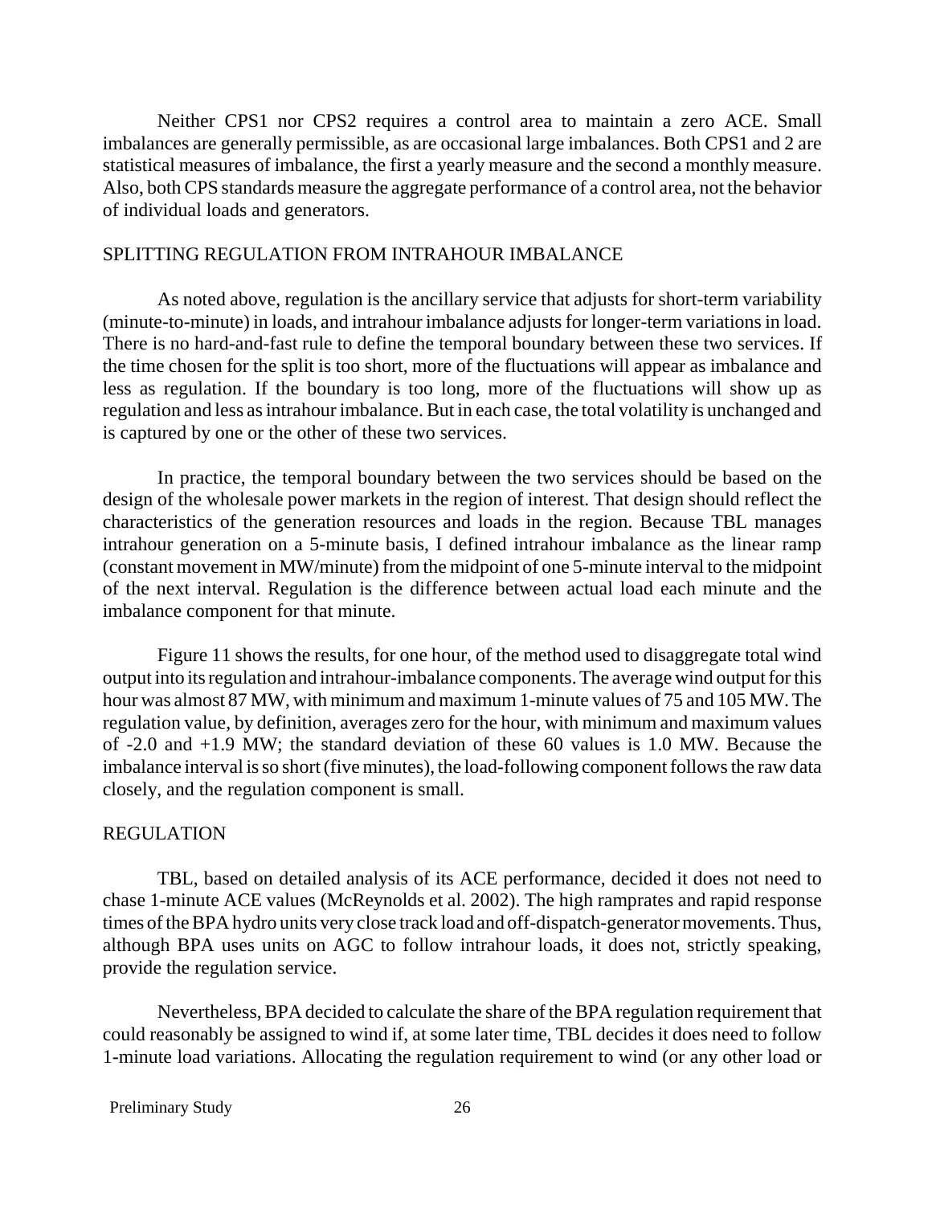Neither CPS1 nor CPS2 requires a control area to maintain a zero ACE. Small imbalances are generally permissible, as are occasional large imbalances. Both CPS1 and 2 are statistical measures of imbalance, the first a yearly measure and the second a monthly measure. Also, both CPS standards measure the aggregate performance of a control area, not the behavior of individual loads and generators.

## SPLITTING REGULATION FROM INTRAHOUR IMBALANCE

As noted above, regulation is the ancillary service that adjusts for short-term variability (minute-to-minute) in loads, and intrahour imbalance adjusts for longer-term variations in load. There is no hard-and-fast rule to define the temporal boundary between these two services. If the time chosen for the split is too short, more of the fluctuations will appear as imbalance and less as regulation. If the boundary is too long, more of the fluctuations will show up as regulation and less as intrahour imbalance. But in each case, the total volatility is unchanged and is captured by one or the other of these two services.

In practice, the temporal boundary between the two services should be based on the design of the wholesale power markets in the region of interest. That design should reflect the characteristics of the generation resources and loads in the region. Because TBL manages intrahour generation on a 5-minute basis, I defined intrahour imbalance as the linear ramp (constant movement in MW/minute) from the midpoint of one 5-minute interval to the midpoint of the next interval. Regulation is the difference between actual load each minute and the imbalance component for that minute.

Figure 11 shows the results, for one hour, of the method used to disaggregate total wind output into its regulation and intrahour-imbalance components. The average wind output for this hour was almost 87 MW, with minimum and maximum 1-minute values of 75 and 105 MW. The regulation value, by definition, averages zero for the hour, with minimum and maximum values of -2.0 and +1.9 MW; the standard deviation of these 60 values is 1.0 MW. Because the imbalance interval is so short (five minutes), the load-following component follows the raw data closely, and the regulation component is small.

## REGULATION

TBL, based on detailed analysis of its ACE performance, decided it does not need to chase 1-minute ACE values (McReynolds et al. 2002). The high ramprates and rapid response times of the BPA hydro units very close track load and off-dispatch-generator movements. Thus, although BPA uses units on AGC to follow intrahour loads, it does not, strictly speaking, provide the regulation service.

Nevertheless, BPA decided to calculate the share of the BPA regulation requirement that could reasonably be assigned to wind if, at some later time, TBL decides it does need to follow 1-minute load variations. Allocating the regulation requirement to wind (or any other load or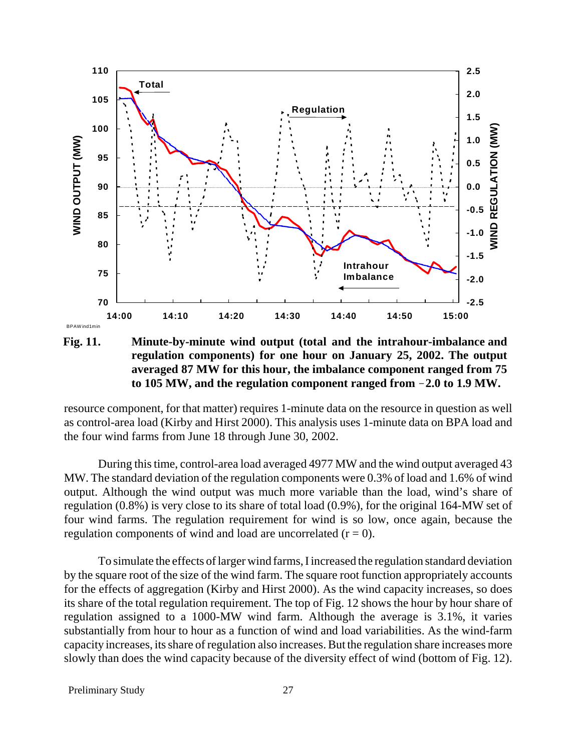**Fig. 11.** **Minute-by-minute wind output (total and the intrahour-imbalance and regulation components) for one hour on January 25, 2002. The output averaged 87 MW for this hour, the imbalance component ranged from 75 to 105 MW, and the regulation component ranged from −2.0 to 1.9 MW.**

resource component, for that matter) requires 1-minute data on the resource in question as well as control-area load (Kirby and Hirst 2000). This analysis uses 1-minute data on BPA load and the four wind farms from June 18 through June 30, 2002.

During this time, control-area load averaged 4977 MW and the wind output averaged 43 MW. The standard deviation of the regulation components were 0.3% of load and 1.6% of wind output. Although the wind output was much more variable than the load, wind's share of regulation (0.8%) is very close to its share of total load (0.9%), for the original 164-MW set of four wind farms. The regulation requirement for wind is so low, once again, because the regulation components of wind and load are uncorrelated (r = 0).

To simulate the effects of larger wind farms, I increased the regulation standard deviation by the square root of the size of the wind farm. The square root function appropriately accounts for the effects of aggregation (Kirby and Hirst 2000). As the wind capacity increases, so does its share of the total regulation requirement. The top of Fig. 12 shows the hour by hour share of regulation assigned to a 1000-MW wind farm. Although the average is 3.1%, it varies substantially from hour to hour as a function of wind and load variabilities. As the wind-farm capacity increases, its share of regulation also increases. But the regulation share increases more slowly than does the wind capacity because of the diversity effect of wind (bottom of Fig. 12).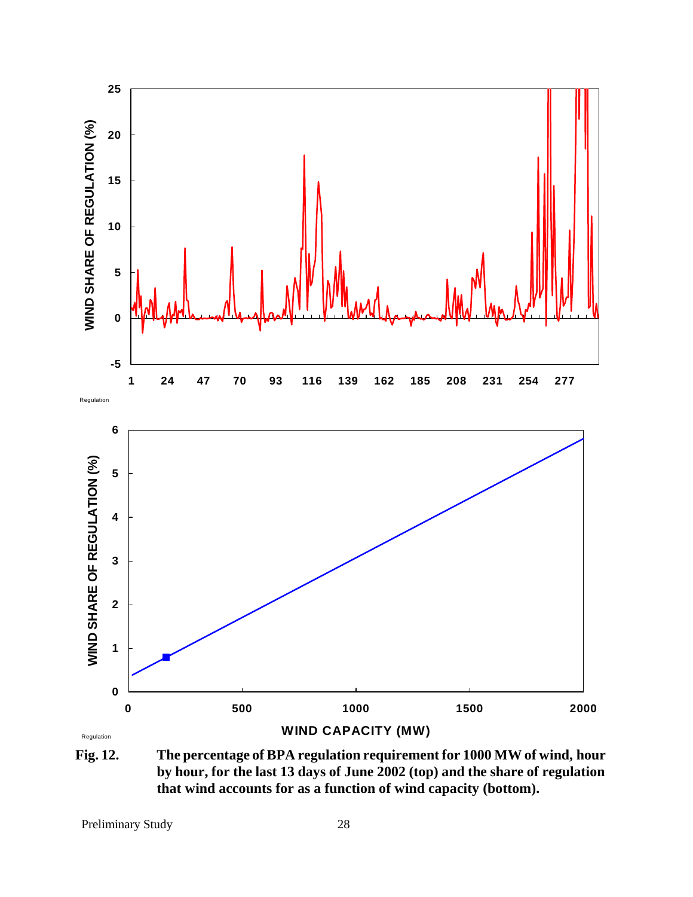**Fig. 12.** **The percentage of BPA regulation requirement for 1000 MW of wind, hour by hour, for the last 13 days of June 2002 (top) and the share of regulation that wind accounts for as a function of wind capacity (bottom).**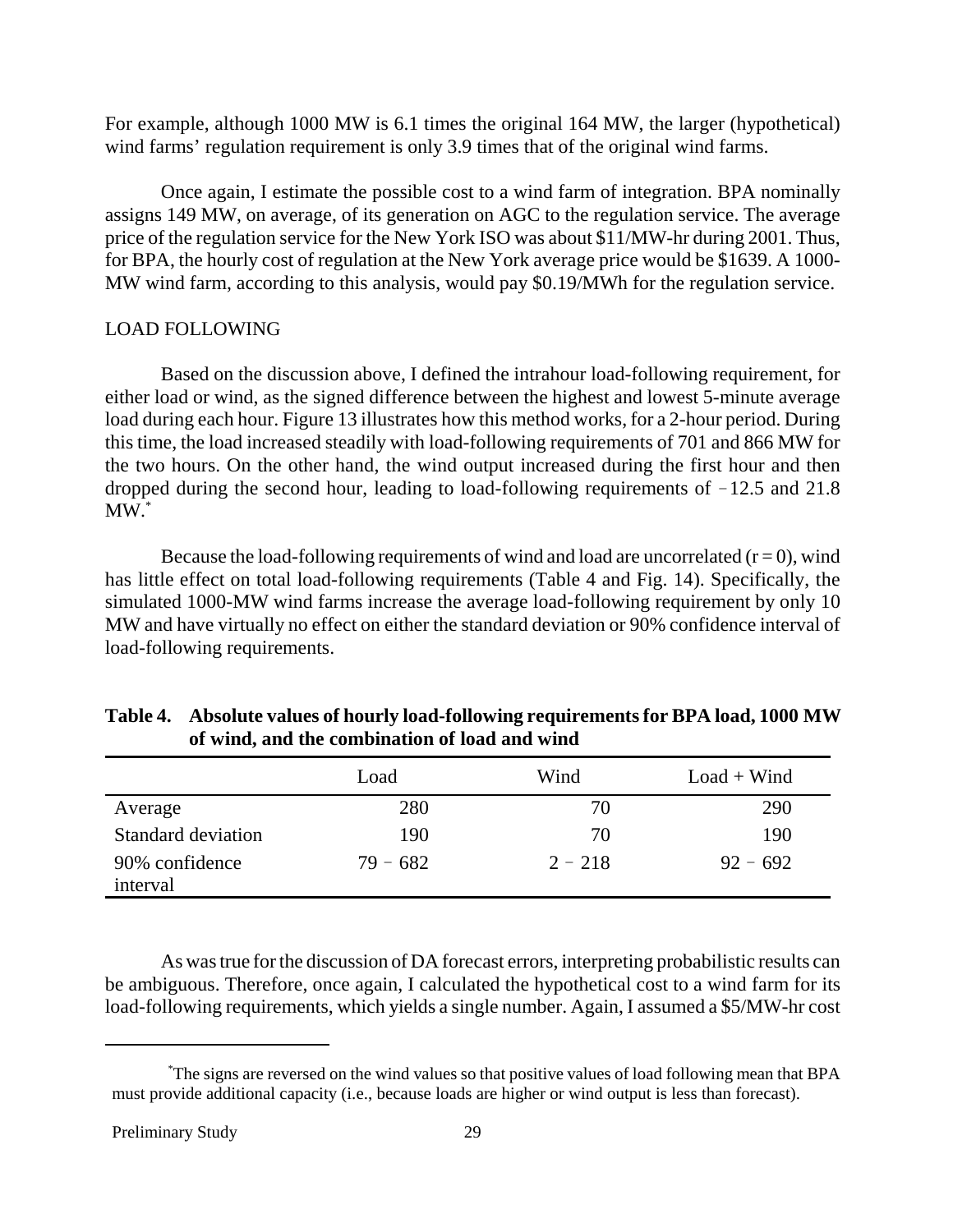For example, although 1000 MW is 6.1 times the original 164 MW, the larger (hypothetical) wind farms' regulation requirement is only 3.9 times that of the original wind farms.

Once again, I estimate the possible cost to a wind farm of integration. BPA nominally assigns 149 MW, on average, of its generation on AGC to the regulation service. The average price of the regulation service for the New York ISO was about \$11/MW-hr during 2001. Thus, for BPA, the hourly cost of regulation at the New York average price would be \$1639. A 1000-MW wind farm, according to this analysis, would pay \$0.19/MWh for the regulation service.

## LOAD FOLLOWING

Based on the discussion above, I defined the intrahour load-following requirement, for either load or wind, as the signed difference between the highest and lowest 5-minute average load during each hour. Figure 13 illustrates how this method works, for a 2-hour period. During this time, the load increased steadily with load-following requirements of 701 and 866 MW for the two hours. On the other hand, the wind output increased during the first hour and then dropped during the second hour, leading to load-following requirements of −12.5 and 21.8 MW.*

Because the load-following requirements of wind and load are uncorrelated ($r = 0$), wind has little effect on total load-following requirements (Table 4 and Fig. 14). Specifically, the simulated 1000-MW wind farms increase the average load-following requirement by only 10 MW and have virtually no effect on either the standard deviation or 90% confidence interval of load-following requirements.

**Table 4. Absolute values of hourly load-following requirements for BPA load, 1000 MW of wind, and the combination of load and wind**

| | Load | Wind | Load + Wind |
|---|---|---|---|
| Average | 280 | 70 | 290 |
| Standard deviation | 190 | 70 | 190 |
| 90% confidence interval | 79 − 682 | 2 − 218 | 92 − 692 |

As was true for the discussion of DA forecast errors, interpreting probabilistic results can be ambiguous. Therefore, once again, I calculated the hypothetical cost to a wind farm for its load-following requirements, which yields a single number. Again, I assumed a \$5/MW-hr cost

*The signs are reversed on the wind values so that positive values of load following mean that BPA must provide additional capacity (i.e., because loads are higher or wind output is less than forecast).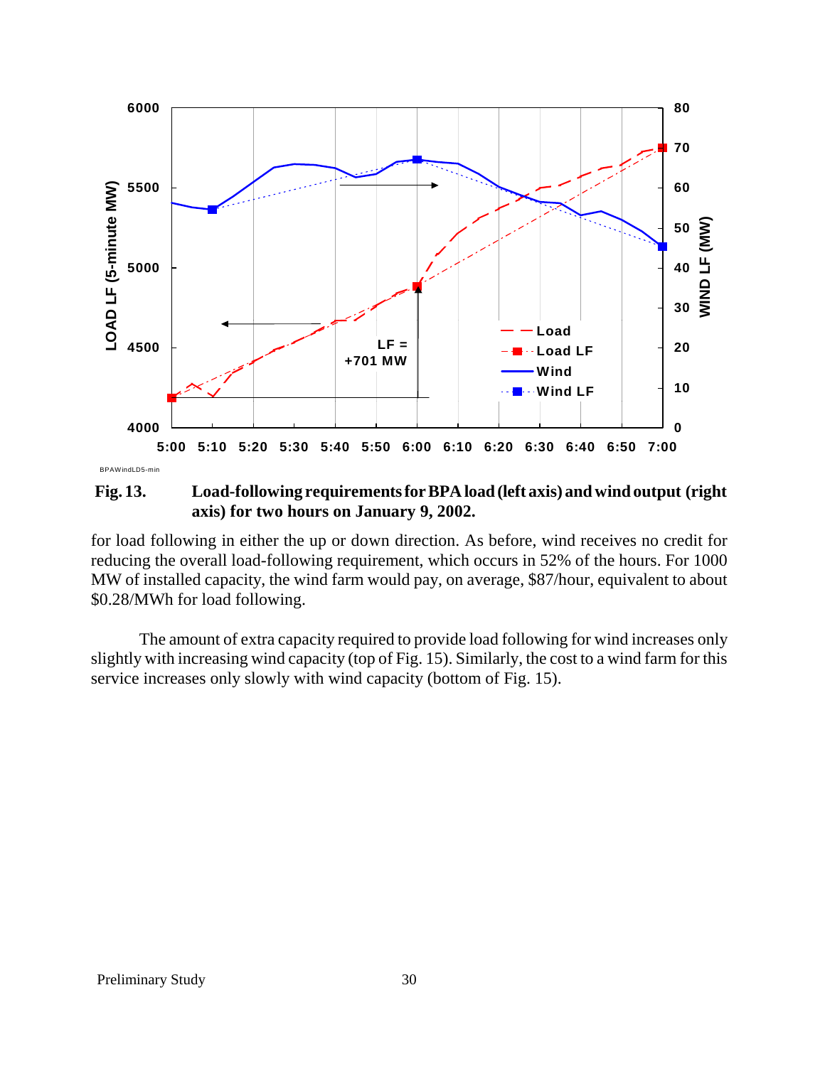**Fig. 13. Load-following requirements for BPA load (left axis) and wind output (right axis) for two hours on January 9, 2002.**

for load following in either the up or down direction. As before, wind receives no credit for reducing the overall load-following requirement, which occurs in 52% of the hours. For 1000 MW of installed capacity, the wind farm would pay, on average, $87/hour, equivalent to about $0.28/MWh for load following.

The amount of extra capacity required to provide load following for wind increases only slightly with increasing wind capacity (top of Fig. 15). Similarly, the cost to a wind farm for this service increases only slowly with wind capacity (bottom of Fig. 15).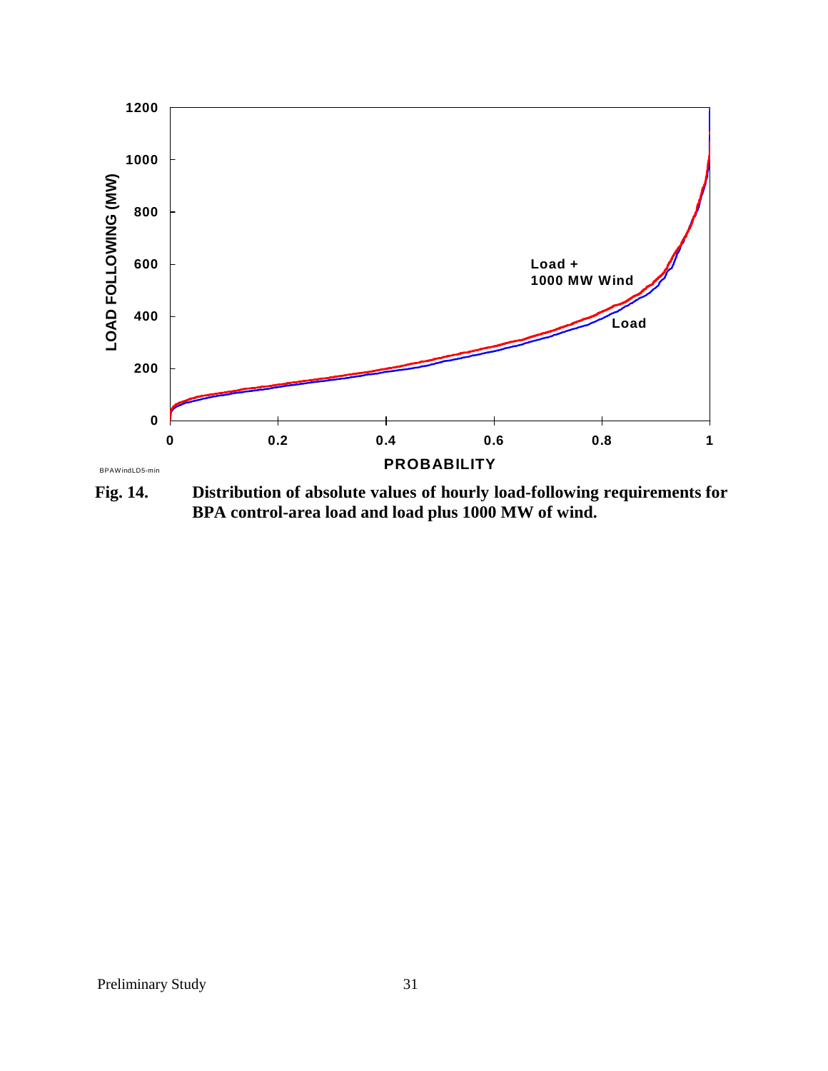**Fig. 14. Distribution of absolute values of hourly load-following requirements for BPA control-area load and load plus 1000 MW of wind.**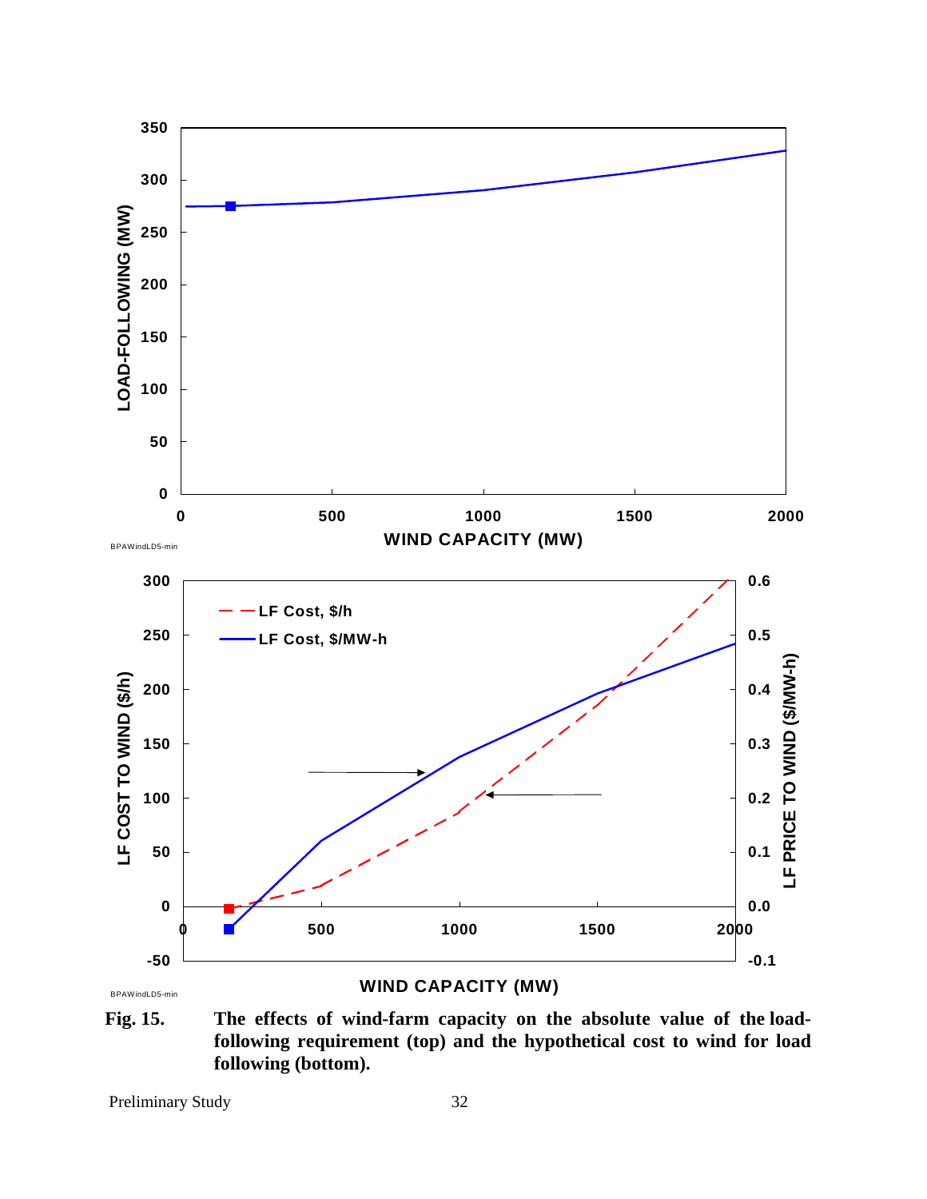**Fig. 15.** **The effects of wind-farm capacity on the absolute value of the load-following requirement (top) and the hypothetical cost to wind for load following (bottom).**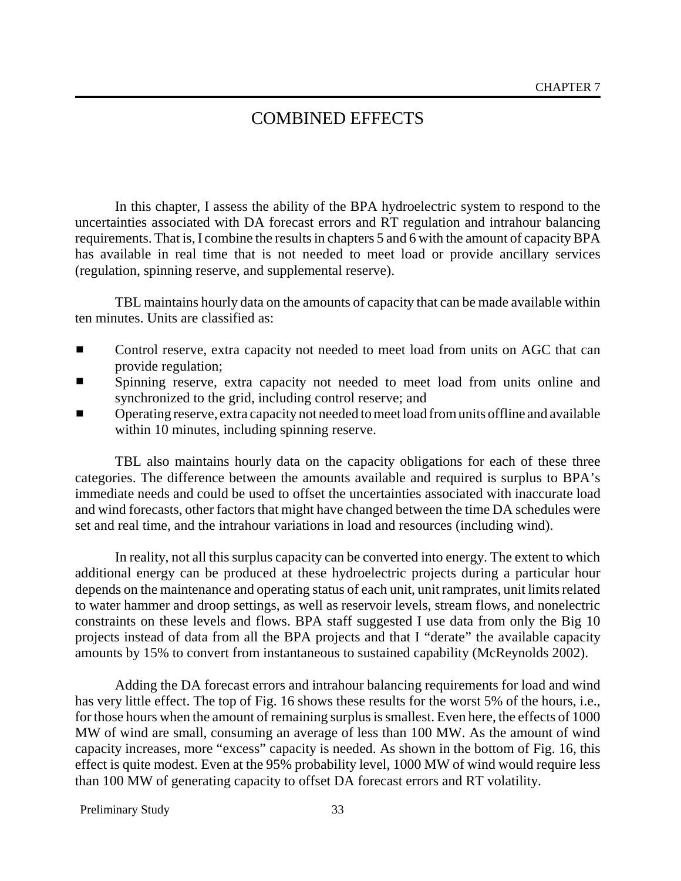# CHAPTER 7

# COMBINED EFFECTS

In this chapter, I assess the ability of the BPA hydroelectric system to respond to the uncertainties associated with DA forecast errors and RT regulation and intrahour balancing requirements. That is, I combine the results in chapters 5 and 6 with the amount of capacity BPA has available in real time that is not needed to meet load or provide ancillary services (regulation, spinning reserve, and supplemental reserve).

TBL maintains hourly data on the amounts of capacity that can be made available within ten minutes. Units are classified as:

- Control reserve, extra capacity not needed to meet load from units on AGC that can provide regulation;
- Spinning reserve, extra capacity not needed to meet load from units online and synchronized to the grid, including control reserve; and
- Operating reserve, extra capacity not needed to meet load from units offline and available within 10 minutes, including spinning reserve.

TBL also maintains hourly data on the capacity obligations for each of these three categories. The difference between the amounts available and required is surplus to BPA's immediate needs and could be used to offset the uncertainties associated with inaccurate load and wind forecasts, other factors that might have changed between the time DA schedules were set and real time, and the intrahour variations in load and resources (including wind).

In reality, not all this surplus capacity can be converted into energy. The extent to which additional energy can be produced at these hydroelectric projects during a particular hour depends on the maintenance and operating status of each unit, unit ramprates, unit limits related to water hammer and droop settings, as well as reservoir levels, stream flows, and nonelectric constraints on these levels and flows. BPA staff suggested I use data from only the Big 10 projects instead of data from all the BPA projects and that I "derate" the available capacity amounts by 15% to convert from instantaneous to sustained capability (McReynolds 2002).

Adding the DA forecast errors and intrahour balancing requirements for load and wind has very little effect. The top of Fig. 16 shows these results for the worst 5% of the hours, i.e., for those hours when the amount of remaining surplus is smallest. Even here, the effects of 1000 MW of wind are small, consuming an average of less than 100 MW. As the amount of wind capacity increases, more "excess" capacity is needed. As shown in the bottom of Fig. 16, this effect is quite modest. Even at the 95% probability level, 1000 MW of wind would require less than 100 MW of generating capacity to offset DA forecast errors and RT volatility.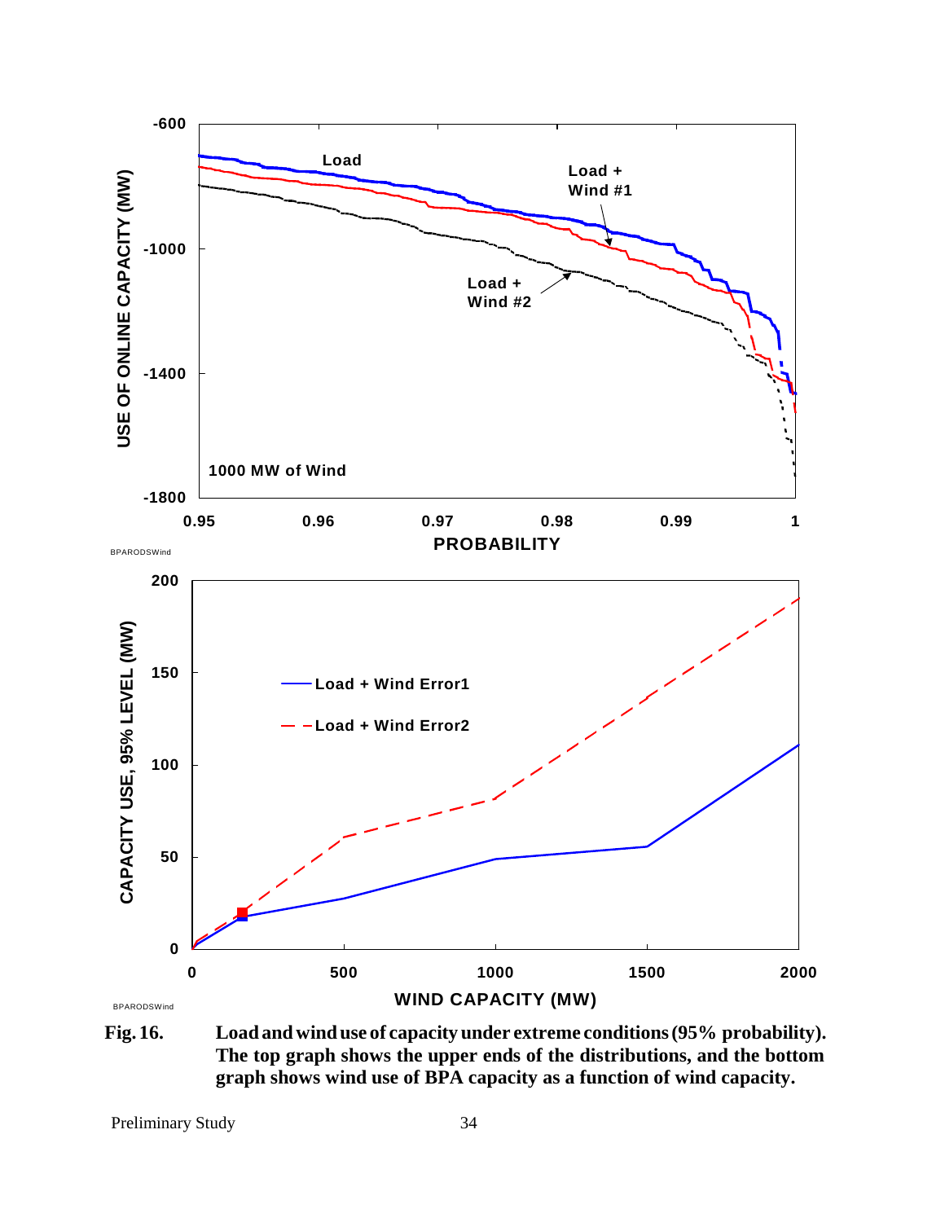**Fig. 16.** **Load and wind use of capacity under extreme conditions (95% probability). The top graph shows the upper ends of the distributions, and the bottom graph shows wind use of BPA capacity as a function of wind capacity.**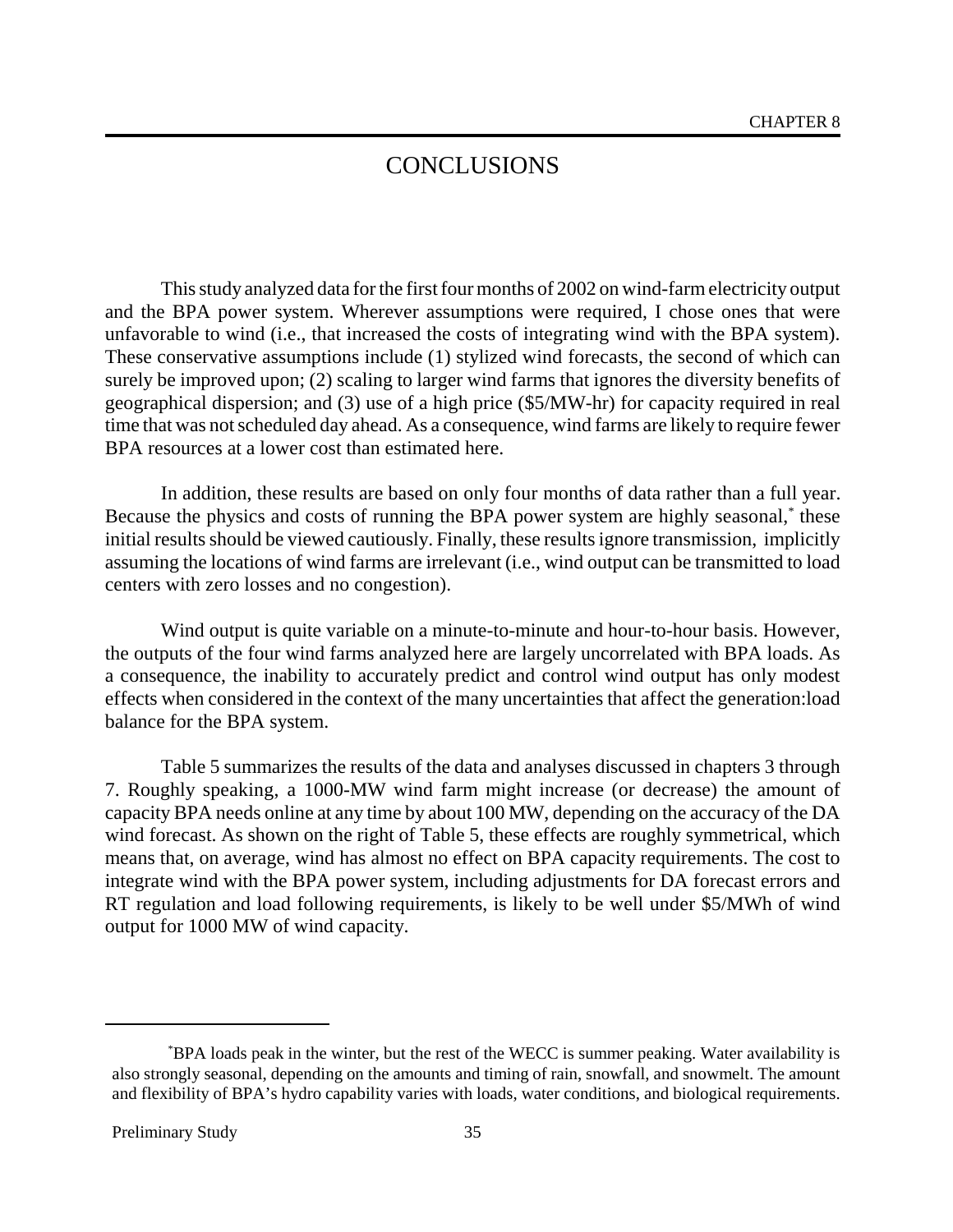# CONCLUSIONS

This study analyzed data for the first four months of 2002 on wind-farm electricity output and the BPA power system. Wherever assumptions were required, I chose ones that were unfavorable to wind (i.e., that increased the costs of integrating wind with the BPA system). These conservative assumptions include (1) stylized wind forecasts, the second of which can surely be improved upon; (2) scaling to larger wind farms that ignores the diversity benefits of geographical dispersion; and (3) use of a high price ($5/MW-hr) for capacity required in real time that was not scheduled day ahead. As a consequence, wind farms are likely to require fewer BPA resources at a lower cost than estimated here.

In addition, these results are based on only four months of data rather than a full year. Because the physics and costs of running the BPA power system are highly seasonal,* these initial results should be viewed cautiously. Finally, these results ignore transmission, implicitly assuming the locations of wind farms are irrelevant (i.e., wind output can be transmitted to load centers with zero losses and no congestion).

Wind output is quite variable on a minute-to-minute and hour-to-hour basis. However, the outputs of the four wind farms analyzed here are largely uncorrelated with BPA loads. As a consequence, the inability to accurately predict and control wind output has only modest effects when considered in the context of the many uncertainties that affect the generation:load balance for the BPA system.

Table 5 summarizes the results of the data and analyses discussed in chapters 3 through 7. Roughly speaking, a 1000-MW wind farm might increase (or decrease) the amount of capacity BPA needs online at any time by about 100 MW, depending on the accuracy of the DA wind forecast. As shown on the right of Table 5, these effects are roughly symmetrical, which means that, on average, wind has almost no effect on BPA capacity requirements. The cost to integrate wind with the BPA power system, including adjustments for DA forecast errors and RT regulation and load following requirements, is likely to be well under $5/MWh of wind output for 1000 MW of wind capacity.

---

*BPA loads peak in the winter, but the rest of the WECC is summer peaking. Water availability is also strongly seasonal, depending on the amounts and timing of rain, snowfall, and snowmelt. The amount and flexibility of BPA's hydro capability varies with loads, water conditions, and biological requirements.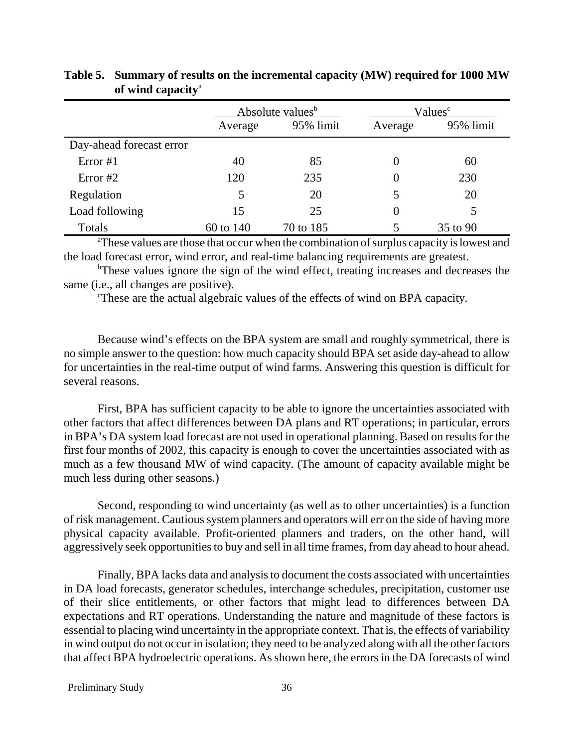**Table 5. Summary of results on the incremental capacity (MW) required for 1000 MW of wind capacity**[a]

| | Absolute values[b] | | Values[c] | |
|---|---|---|---|---|
| | Average | 95% limit | Average | 95% limit |
| Day-ahead forecast error | | | | |
| Error #1 | 40 | 85 | 0 | 60 |
| Error #2 | 120 | 235 | 0 | 230 |
| Regulation | 5 | 20 | 5 | 20 |
| Load following | 15 | 25 | 0 | 5 |
| Totals | 60 to 140 | 70 to 185 | 5 | 35 to 90 |

[a]These values are those that occur when the combination of surplus capacity is lowest and the load forecast error, wind error, and real-time balancing requirements are greatest.

[b]These values ignore the sign of the wind effect, treating increases and decreases the same (i.e., all changes are positive).

[c]These are the actual algebraic values of the effects of wind on BPA capacity.

Because wind's effects on the BPA system are small and roughly symmetrical, there is no simple answer to the question: how much capacity should BPA set aside day-ahead to allow for uncertainties in the real-time output of wind farms. Answering this question is difficult for several reasons.

First, BPA has sufficient capacity to be able to ignore the uncertainties associated with other factors that affect differences between DA plans and RT operations; in particular, errors in BPA's DA system load forecast are not used in operational planning. Based on results for the first four months of 2002, this capacity is enough to cover the uncertainties associated with as much as a few thousand MW of wind capacity. (The amount of capacity available might be much less during other seasons.)

Second, responding to wind uncertainty (as well as to other uncertainties) is a function of risk management. Cautious system planners and operators will err on the side of having more physical capacity available. Profit-oriented planners and traders, on the other hand, will aggressively seek opportunities to buy and sell in all time frames, from day ahead to hour ahead.

Finally, BPA lacks data and analysis to document the costs associated with uncertainties in DA load forecasts, generator schedules, interchange schedules, precipitation, customer use of their slice entitlements, or other factors that might lead to differences between DA expectations and RT operations. Understanding the nature and magnitude of these factors is essential to placing wind uncertainty in the appropriate context. That is, the effects of variability in wind output do not occur in isolation; they need to be analyzed along with all the other factors that affect BPA hydroelectric operations. As shown here, the errors in the DA forecasts of wind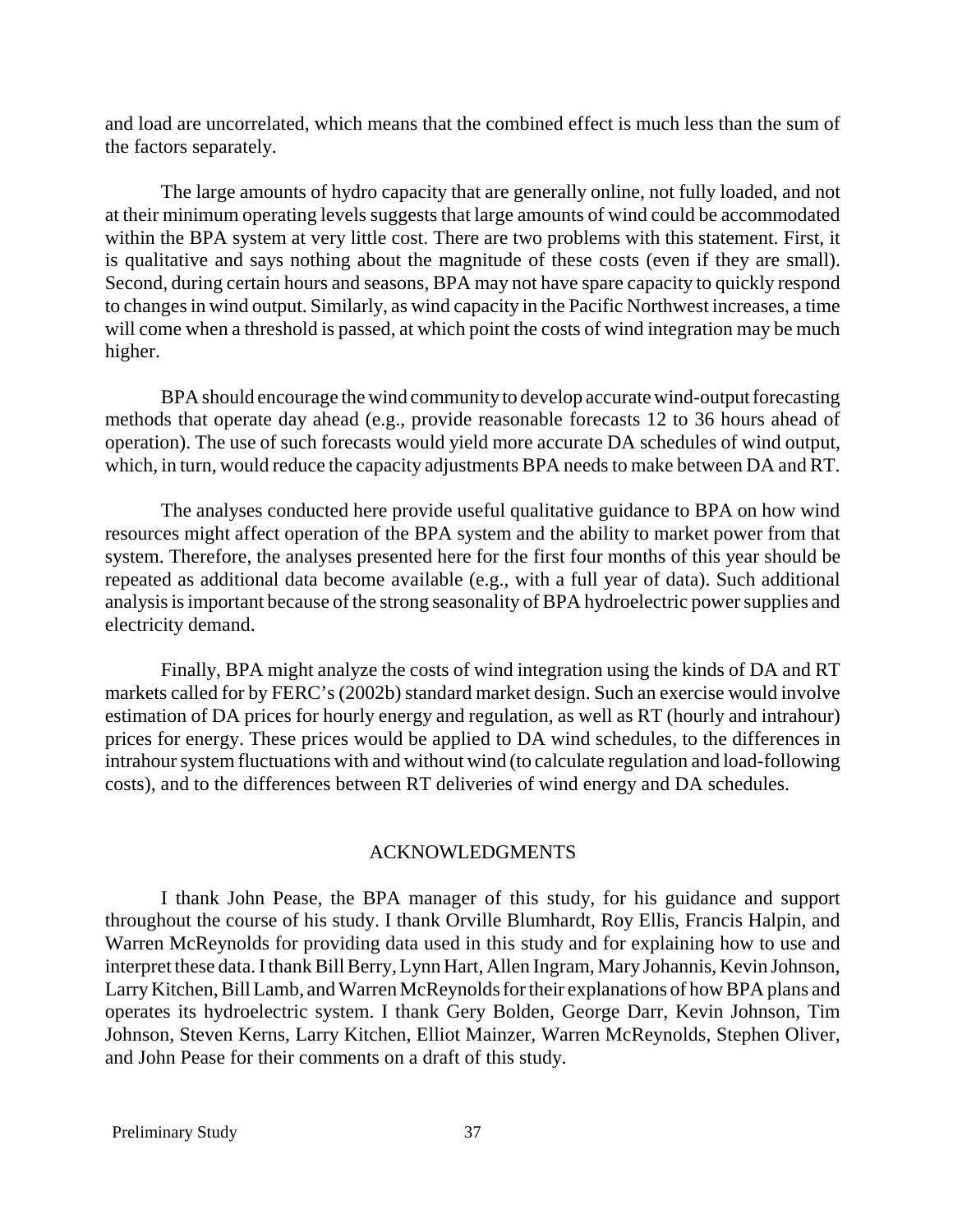and load are uncorrelated, which means that the combined effect is much less than the sum of the factors separately.

The large amounts of hydro capacity that are generally online, not fully loaded, and not at their minimum operating levels suggests that large amounts of wind could be accommodated within the BPA system at very little cost. There are two problems with this statement. First, it is qualitative and says nothing about the magnitude of these costs (even if they are small). Second, during certain hours and seasons, BPA may not have spare capacity to quickly respond to changes in wind output. Similarly, as wind capacity in the Pacific Northwest increases, a time will come when a threshold is passed, at which point the costs of wind integration may be much higher.

BPA should encourage the wind community to develop accurate wind-output forecasting methods that operate day ahead (e.g., provide reasonable forecasts 12 to 36 hours ahead of operation). The use of such forecasts would yield more accurate DA schedules of wind output, which, in turn, would reduce the capacity adjustments BPA needs to make between DA and RT.

The analyses conducted here provide useful qualitative guidance to BPA on how wind resources might affect operation of the BPA system and the ability to market power from that system. Therefore, the analyses presented here for the first four months of this year should be repeated as additional data become available (e.g., with a full year of data). Such additional analysis is important because of the strong seasonality of BPA hydroelectric power supplies and electricity demand.

Finally, BPA might analyze the costs of wind integration using the kinds of DA and RT markets called for by FERC's (2002b) standard market design. Such an exercise would involve estimation of DA prices for hourly energy and regulation, as well as RT (hourly and intrahour) prices for energy. These prices would be applied to DA wind schedules, to the differences in intrahour system fluctuations with and without wind (to calculate regulation and load-following costs), and to the differences between RT deliveries of wind energy and DA schedules.

## ACKNOWLEDGMENTS

I thank John Pease, the BPA manager of this study, for his guidance and support throughout the course of his study. I thank Orville Blumhardt, Roy Ellis, Francis Halpin, and Warren McReynolds for providing data used in this study and for explaining how to use and interpret these data. I thank Bill Berry, Lynn Hart, Allen Ingram, Mary Johannis, Kevin Johnson, Larry Kitchen, Bill Lamb, and Warren McReynolds for their explanations of how BPA plans and operates its hydroelectric system. I thank Gery Bolden, George Darr, Kevin Johnson, Tim Johnson, Steven Kerns, Larry Kitchen, Elliot Mainzer, Warren McReynolds, Stephen Oliver, and John Pease for their comments on a draft of this study.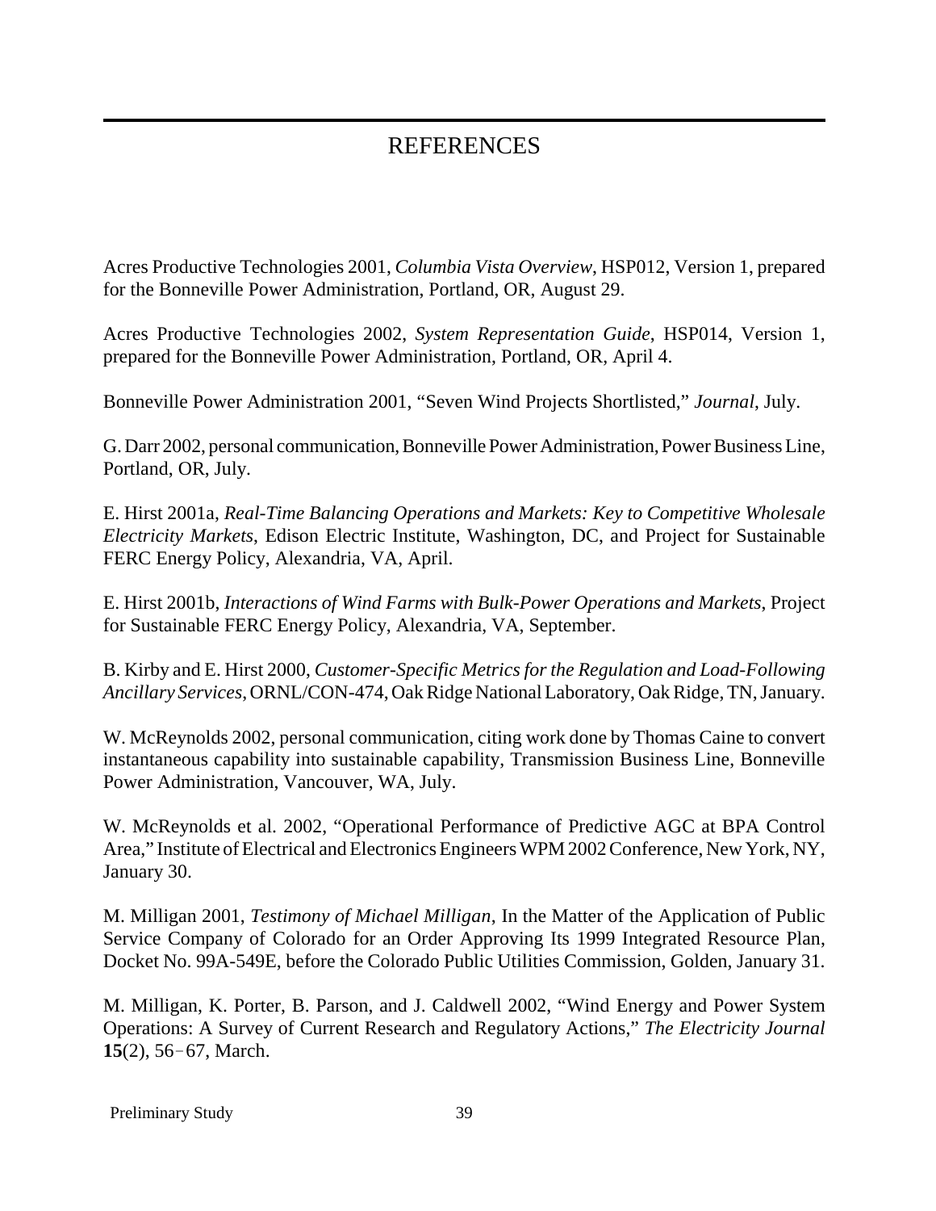# REFERENCES

Acres Productive Technologies 2001, *Columbia Vista Overview*, HSP012, Version 1, prepared for the Bonneville Power Administration, Portland, OR, August 29.

Acres Productive Technologies 2002, *System Representation Guide*, HSP014, Version 1, prepared for the Bonneville Power Administration, Portland, OR, April 4.

Bonneville Power Administration 2001, "Seven Wind Projects Shortlisted," *Journal*, July.

G. Darr 2002, personal communication, Bonneville Power Administration, Power Business Line, Portland, OR, July.

E. Hirst 2001a, *Real-Time Balancing Operations and Markets: Key to Competitive Wholesale Electricity Markets*, Edison Electric Institute, Washington, DC, and Project for Sustainable FERC Energy Policy, Alexandria, VA, April.

E. Hirst 2001b, *Interactions of Wind Farms with Bulk-Power Operations and Markets*, Project for Sustainable FERC Energy Policy, Alexandria, VA, September.

B. Kirby and E. Hirst 2000, *Customer-Specific Metrics for the Regulation and Load-Following Ancillary Services*, ORNL/CON-474, Oak Ridge National Laboratory, Oak Ridge, TN, January.

W. McReynolds 2002, personal communication, citing work done by Thomas Caine to convert instantaneous capability into sustainable capability, Transmission Business Line, Bonneville Power Administration, Vancouver, WA, July.

W. McReynolds et al. 2002, "Operational Performance of Predictive AGC at BPA Control Area," Institute of Electrical and Electronics Engineers WPM 2002 Conference, New York, NY, January 30.

M. Milligan 2001, *Testimony of Michael Milligan*, In the Matter of the Application of Public Service Company of Colorado for an Order Approving Its 1999 Integrated Resource Plan, Docket No. 99A-549E, before the Colorado Public Utilities Commission, Golden, January 31.

M. Milligan, K. Porter, B. Parson, and J. Caldwell 2002, "Wind Energy and Power System Operations: A Survey of Current Research and Regulatory Actions," *The Electricity Journal* **15**(2), 56–67, March.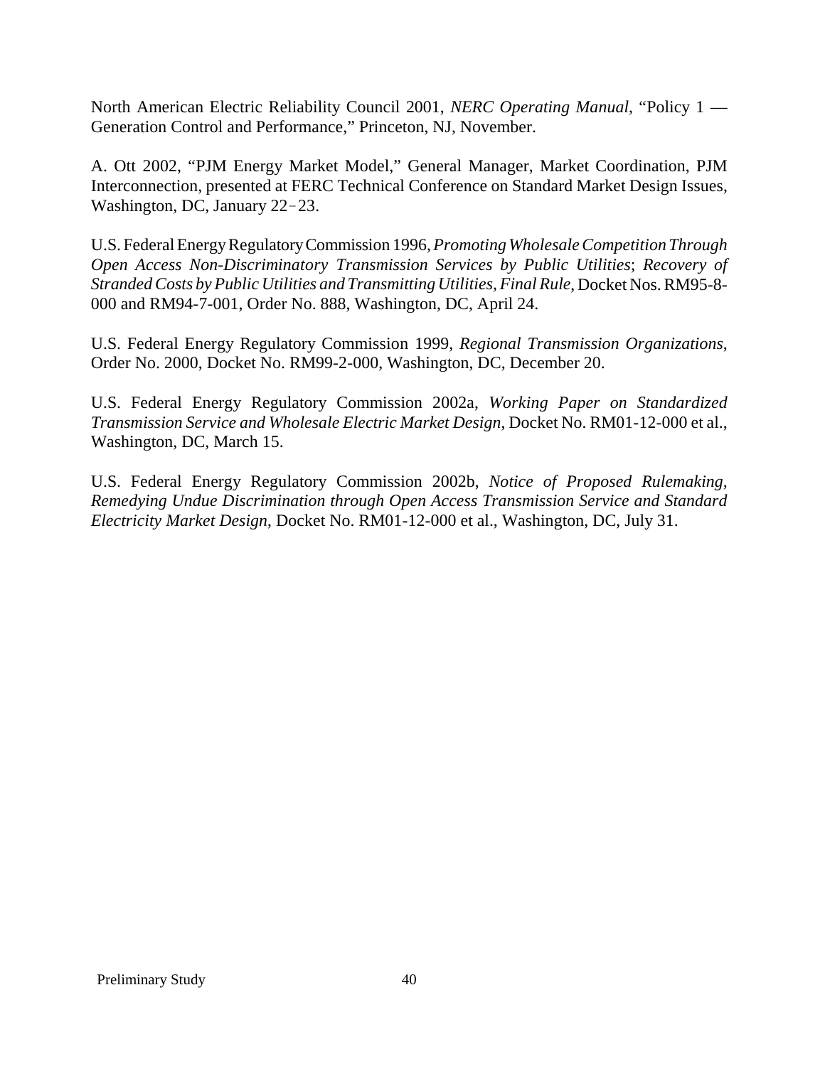North American Electric Reliability Council 2001, *NERC Operating Manual*, "Policy 1 — Generation Control and Performance," Princeton, NJ, November.

A. Ott 2002, "PJM Energy Market Model," General Manager, Market Coordination, PJM Interconnection, presented at FERC Technical Conference on Standard Market Design Issues, Washington, DC, January 22–23.

U.S. Federal Energy Regulatory Commission 1996, *Promoting Wholesale Competition Through Open Access Non-Discriminatory Transmission Services by Public Utilities*; *Recovery of Stranded Costs by Public Utilities and Transmitting Utilities, Final Rule*, Docket Nos. RM95-8-000 and RM94-7-001, Order No. 888, Washington, DC, April 24.

U.S. Federal Energy Regulatory Commission 1999, *Regional Transmission Organizations*, Order No. 2000, Docket No. RM99-2-000, Washington, DC, December 20.

U.S. Federal Energy Regulatory Commission 2002a, *Working Paper on Standardized Transmission Service and Wholesale Electric Market Design*, Docket No. RM01-12-000 et al., Washington, DC, March 15.

U.S. Federal Energy Regulatory Commission 2002b, *Notice of Proposed Rulemaking, Remedying Undue Discrimination through Open Access Transmission Service and Standard Electricity Market Design*, Docket No. RM01-12-000 et al., Washington, DC, July 31.